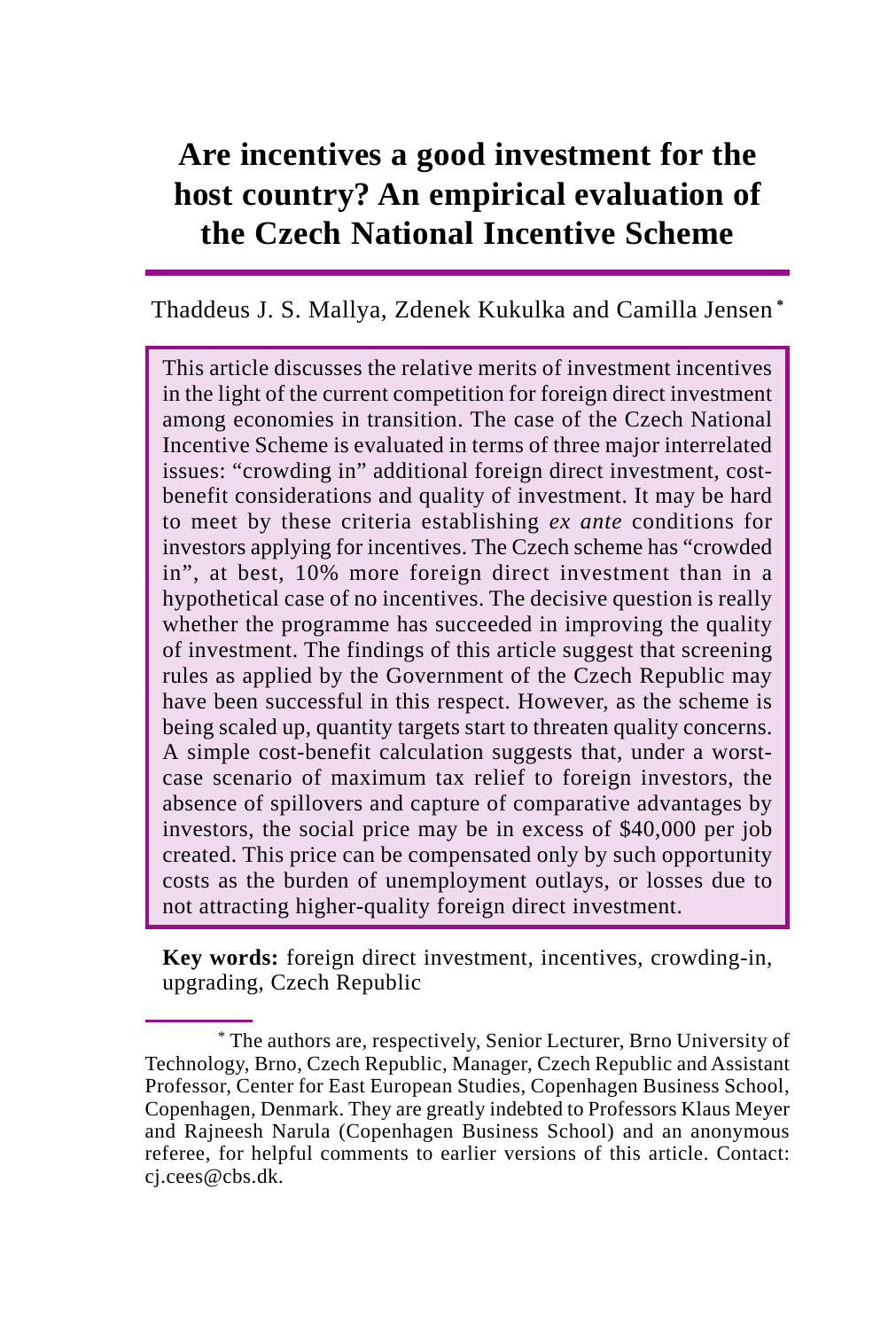# Are incentives a good investment for the host country? An empirical evaluation of the Czech National Incentive Scheme

Thaddeus J. S. Mallya, Zdenek Kukulka and Camilla Jensen [*]

This article discusses the relative merits of investment incentives in the light of the current competition for foreign direct investment among economies in transition. The case of the Czech National Incentive Scheme is evaluated in terms of three major interrelated issues: "crowding in" additional foreign direct investment, cost-benefit considerations and quality of investment. It may be hard to meet by these criteria establishing *ex ante* conditions for investors applying for incentives. The Czech scheme has "crowded in", at best, 10% more foreign direct investment than in a hypothetical case of no incentives. The decisive question is really whether the programme has succeeded in improving the quality of investment. The findings of this article suggest that screening rules as applied by the Government of the Czech Republic may have been successful in this respect. However, as the scheme is being scaled up, quantity targets start to threaten quality concerns. A simple cost-benefit calculation suggests that, under a worst-case scenario of maximum tax relief to foreign investors, the absence of spillovers and capture of comparative advantages by investors, the social price may be in excess of $40,000 per job created. This price can be compensated only by such opportunity costs as the burden of unemployment outlays, or losses due to not attracting higher-quality foreign direct investment.

**Key words:** foreign direct investment, incentives, crowding-in, upgrading, Czech Republic

[*] The authors are, respectively, Senior Lecturer, Brno University of Technology, Brno, Czech Republic, Manager, Czech Republic and Assistant Professor, Center for East European Studies, Copenhagen Business School, Copenhagen, Denmark. They are greatly indebted to Professors Klaus Meyer and Rajneesh Narula (Copenhagen Business School) and an anonymous referee, for helpful comments to earlier versions of this article. Contact: cj.cees@cbs.dk.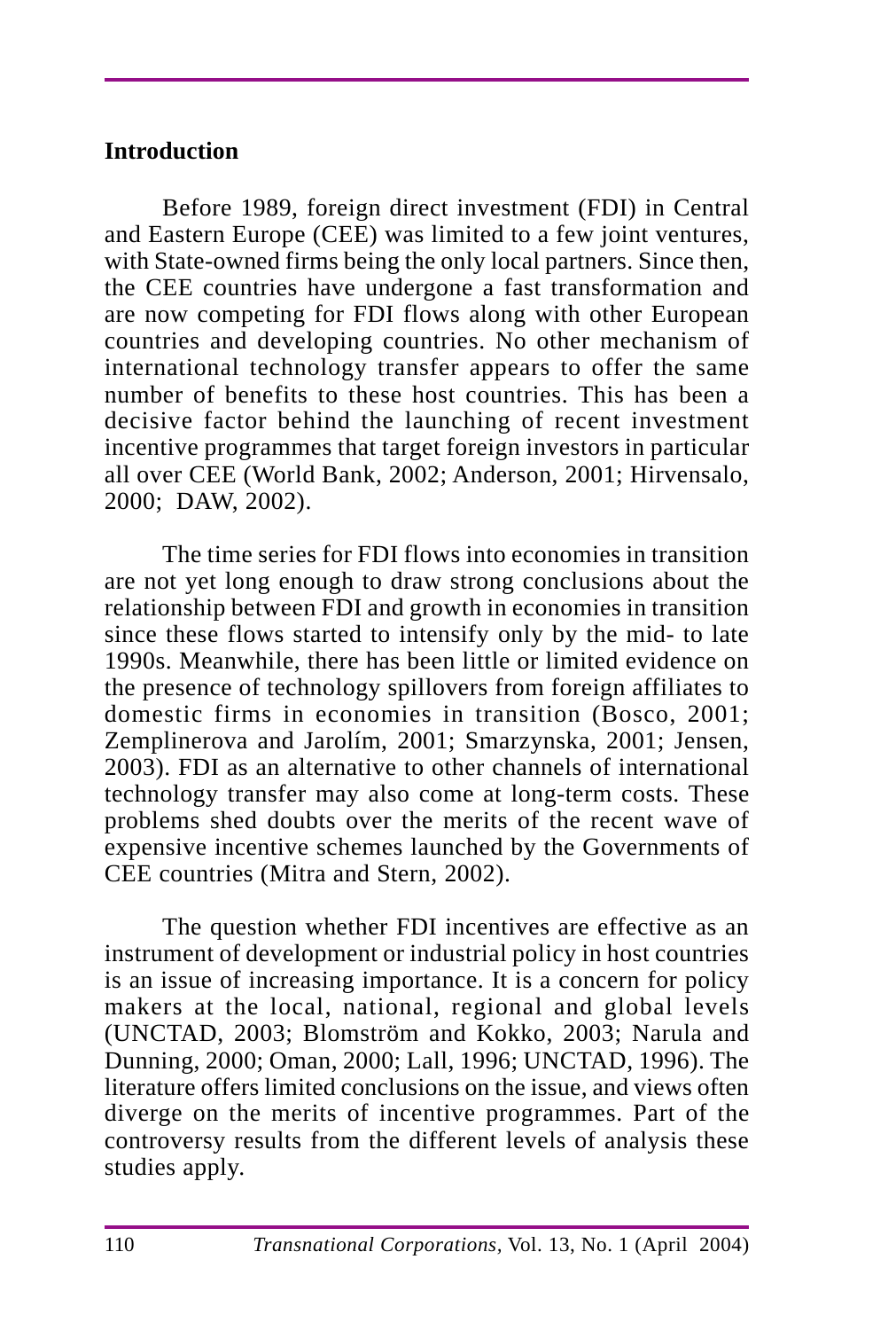## Introduction

Before 1989, foreign direct investment (FDI) in Central and Eastern Europe (CEE) was limited to a few joint ventures, with State-owned firms being the only local partners. Since then, the CEE countries have undergone a fast transformation and are now competing for FDI flows along with other European countries and developing countries. No other mechanism of international technology transfer appears to offer the same number of benefits to these host countries. This has been a decisive factor behind the launching of recent investment incentive programmes that target foreign investors in particular all over CEE (World Bank, 2002; Anderson, 2001; Hirvensalo, 2000; DAW, 2002).

The time series for FDI flows into economies in transition are not yet long enough to draw strong conclusions about the relationship between FDI and growth in economies in transition since these flows started to intensify only by the mid- to late 1990s. Meanwhile, there has been little or limited evidence on the presence of technology spillovers from foreign affiliates to domestic firms in economies in transition (Bosco, 2001; Zemplinerova and Jarolím, 2001; Smarzynska, 2001; Jensen, 2003). FDI as an alternative to other channels of international technology transfer may also come at long-term costs. These problems shed doubts over the merits of the recent wave of expensive incentive schemes launched by the Governments of CEE countries (Mitra and Stern, 2002).

The question whether FDI incentives are effective as an instrument of development or industrial policy in host countries is an issue of increasing importance. It is a concern for policy makers at the local, national, regional and global levels (UNCTAD, 2003; Blomström and Kokko, 2003; Narula and Dunning, 2000; Oman, 2000; Lall, 1996; UNCTAD, 1996). The literature offers limited conclusions on the issue, and views often diverge on the merits of incentive programmes. Part of the controversy results from the different levels of analysis these studies apply.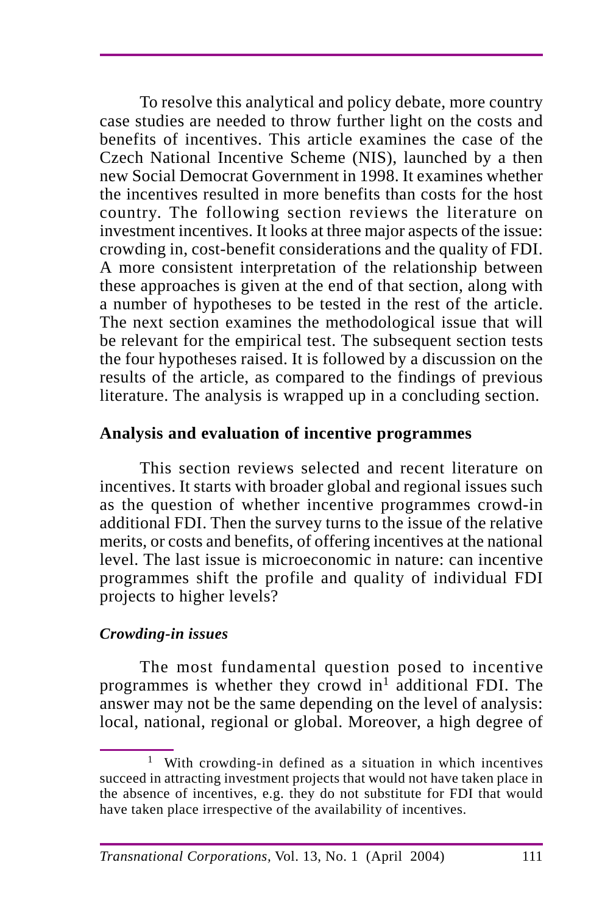To resolve this analytical and policy debate, more country case studies are needed to throw further light on the costs and benefits of incentives. This article examines the case of the Czech National Incentive Scheme (NIS), launched by a then new Social Democrat Government in 1998. It examines whether the incentives resulted in more benefits than costs for the host country. The following section reviews the literature on investment incentives. It looks at three major aspects of the issue: crowding in, cost-benefit considerations and the quality of FDI. A more consistent interpretation of the relationship between these approaches is given at the end of that section, along with a number of hypotheses to be tested in the rest of the article. The next section examines the methodological issue that will be relevant for the empirical test. The subsequent section tests the four hypotheses raised. It is followed by a discussion on the results of the article, as compared to the findings of previous literature. The analysis is wrapped up in a concluding section.

## Analysis and evaluation of incentive programmes

This section reviews selected and recent literature on incentives. It starts with broader global and regional issues such as the question of whether incentive programmes crowd-in additional FDI. Then the survey turns to the issue of the relative merits, or costs and benefits, of offering incentives at the national level. The last issue is microeconomic in nature: can incentive programmes shift the profile and quality of individual FDI projects to higher levels?

### *Crowding-in issues*

The most fundamental question posed to incentive programmes is whether they crowd in[1] additional FDI. The answer may not be the same depending on the level of analysis: local, national, regional or global. Moreover, a high degree of

[1] With crowding-in defined as a situation in which incentives succeed in attracting investment projects that would not have taken place in the absence of incentives, e.g. they do not substitute for FDI that would have taken place irrespective of the availability of incentives.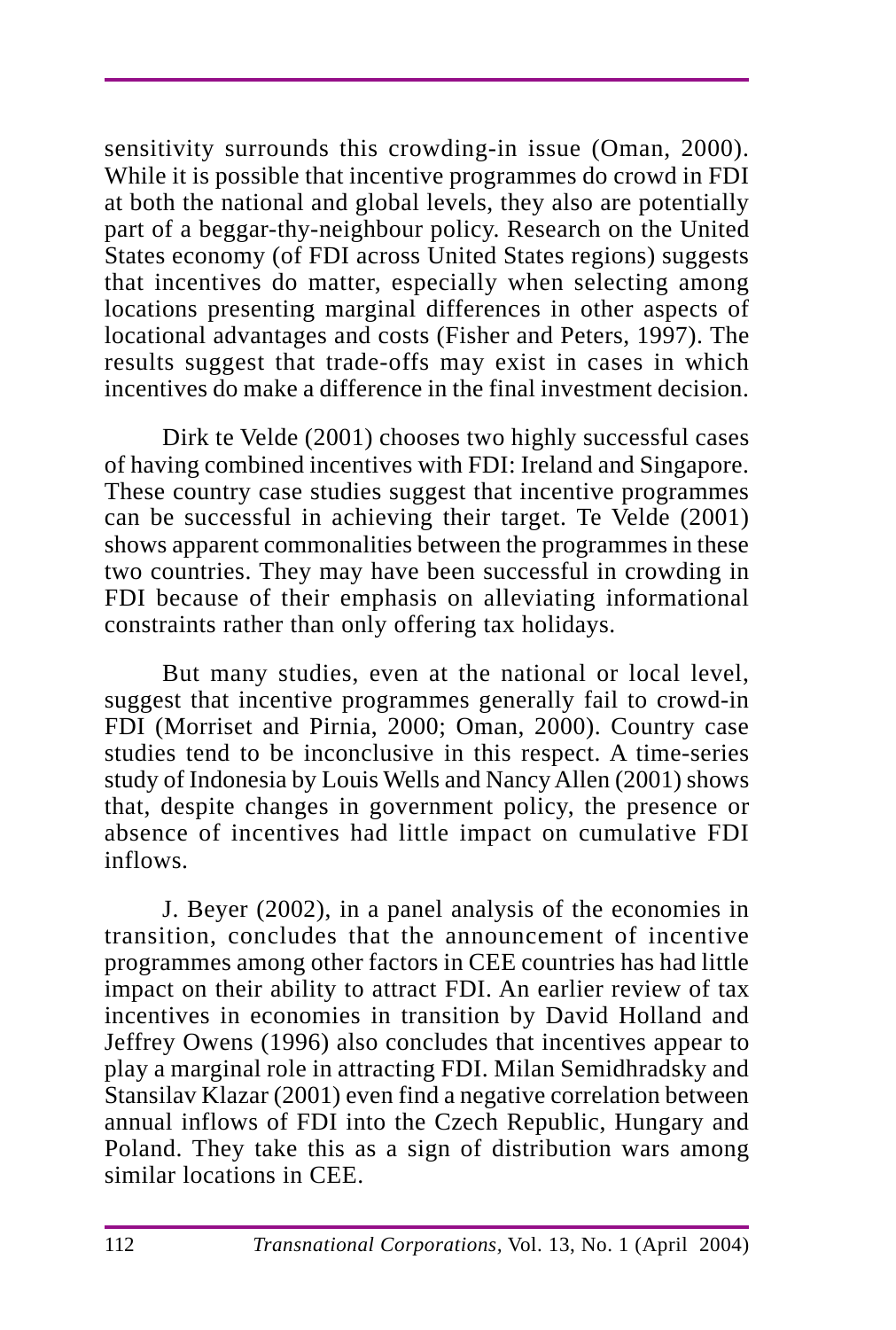sensitivity surrounds this crowding-in issue (Oman, 2000). While it is possible that incentive programmes do crowd in FDI at both the national and global levels, they also are potentially part of a beggar-thy-neighbour policy. Research on the United States economy (of FDI across United States regions) suggests that incentives do matter, especially when selecting among locations presenting marginal differences in other aspects of locational advantages and costs (Fisher and Peters, 1997). The results suggest that trade-offs may exist in cases in which incentives do make a difference in the final investment decision.

Dirk te Velde (2001) chooses two highly successful cases of having combined incentives with FDI: Ireland and Singapore. These country case studies suggest that incentive programmes can be successful in achieving their target. Te Velde (2001) shows apparent commonalities between the programmes in these two countries. They may have been successful in crowding in FDI because of their emphasis on alleviating informational constraints rather than only offering tax holidays.

But many studies, even at the national or local level, suggest that incentive programmes generally fail to crowd-in FDI (Morriset and Pirnia, 2000; Oman, 2000). Country case studies tend to be inconclusive in this respect. A time-series study of Indonesia by Louis Wells and Nancy Allen (2001) shows that, despite changes in government policy, the presence or absence of incentives had little impact on cumulative FDI inflows.

J. Beyer (2002), in a panel analysis of the economies in transition, concludes that the announcement of incentive programmes among other factors in CEE countries has had little impact on their ability to attract FDI. An earlier review of tax incentives in economies in transition by David Holland and Jeffrey Owens (1996) also concludes that incentives appear to play a marginal role in attracting FDI. Milan Semidhradsky and Stansilav Klazar (2001) even find a negative correlation between annual inflows of FDI into the Czech Republic, Hungary and Poland. They take this as a sign of distribution wars among similar locations in CEE.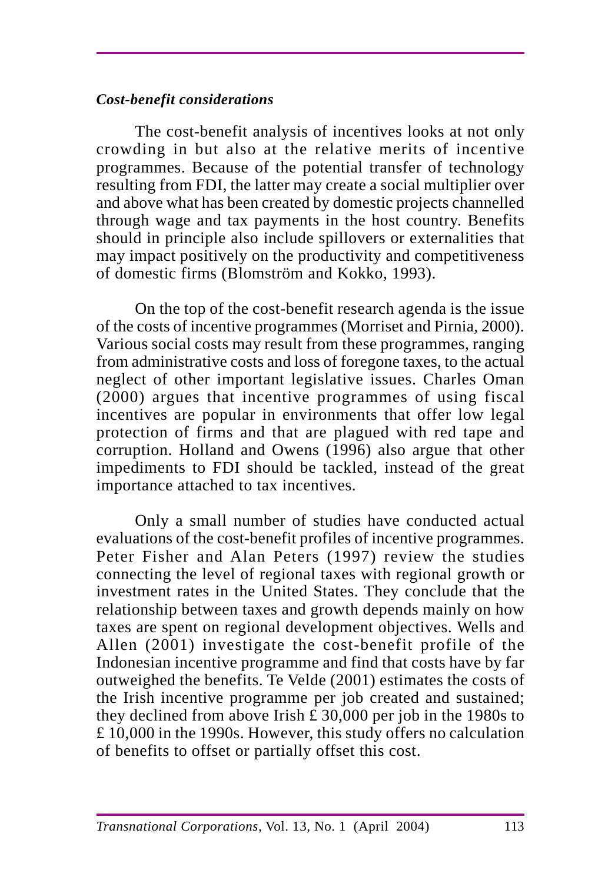***Cost-benefit considerations***

The cost-benefit analysis of incentives looks at not only crowding in but also at the relative merits of incentive programmes. Because of the potential transfer of technology resulting from FDI, the latter may create a social multiplier over and above what has been created by domestic projects channelled through wage and tax payments in the host country. Benefits should in principle also include spillovers or externalities that may impact positively on the productivity and competitiveness of domestic firms (Blomström and Kokko, 1993).

On the top of the cost-benefit research agenda is the issue of the costs of incentive programmes (Morriset and Pirnia, 2000). Various social costs may result from these programmes, ranging from administrative costs and loss of foregone taxes, to the actual neglect of other important legislative issues. Charles Oman (2000) argues that incentive programmes of using fiscal incentives are popular in environments that offer low legal protection of firms and that are plagued with red tape and corruption. Holland and Owens (1996) also argue that other impediments to FDI should be tackled, instead of the great importance attached to tax incentives.

Only a small number of studies have conducted actual evaluations of the cost-benefit profiles of incentive programmes. Peter Fisher and Alan Peters (1997) review the studies connecting the level of regional taxes with regional growth or investment rates in the United States. They conclude that the relationship between taxes and growth depends mainly on how taxes are spent on regional development objectives. Wells and Allen (2001) investigate the cost-benefit profile of the Indonesian incentive programme and find that costs have by far outweighed the benefits. Te Velde (2001) estimates the costs of the Irish incentive programme per job created and sustained; they declined from above Irish £ 30,000 per job in the 1980s to £ 10,000 in the 1990s. However, this study offers no calculation of benefits to offset or partially offset this cost.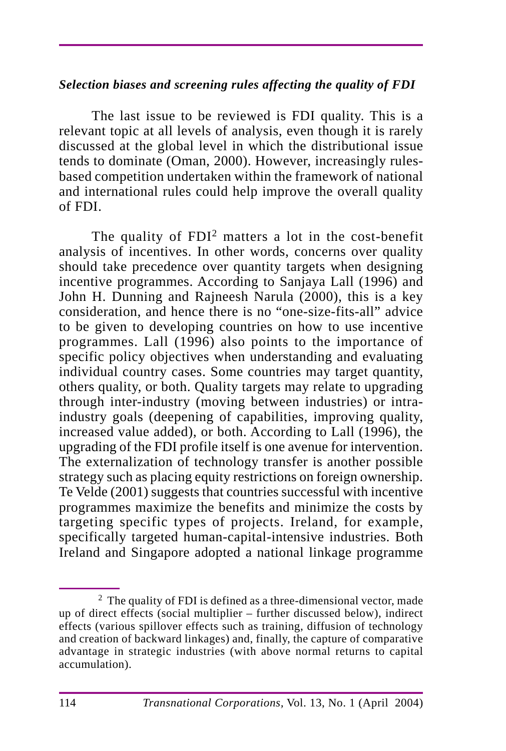### *Selection biases and screening rules affecting the quality of FDI*

The last issue to be reviewed is FDI quality. This is a relevant topic at all levels of analysis, even though it is rarely discussed at the global level in which the distributional issue tends to dominate (Oman, 2000). However, increasingly rules-based competition undertaken within the framework of national and international rules could help improve the overall quality of FDI.

The quality of FDI[2] matters a lot in the cost-benefit analysis of incentives. In other words, concerns over quality should take precedence over quantity targets when designing incentive programmes. According to Sanjaya Lall (1996) and John H. Dunning and Rajneesh Narula (2000), this is a key consideration, and hence there is no "one-size-fits-all" advice to be given to developing countries on how to use incentive programmes. Lall (1996) also points to the importance of specific policy objectives when understanding and evaluating individual country cases. Some countries may target quantity, others quality, or both. Quality targets may relate to upgrading through inter-industry (moving between industries) or intra-industry goals (deepening of capabilities, improving quality, increased value added), or both. According to Lall (1996), the upgrading of the FDI profile itself is one avenue for intervention. The externalization of technology transfer is another possible strategy such as placing equity restrictions on foreign ownership. Te Velde (2001) suggests that countries successful with incentive programmes maximize the benefits and minimize the costs by targeting specific types of projects. Ireland, for example, specifically targeted human-capital-intensive industries. Both Ireland and Singapore adopted a national linkage programme

---

[2] The quality of FDI is defined as a three-dimensional vector, made up of direct effects (social multiplier – further discussed below), indirect effects (various spillover effects such as training, diffusion of technology and creation of backward linkages) and, finally, the capture of comparative advantage in strategic industries (with above normal returns to capital accumulation).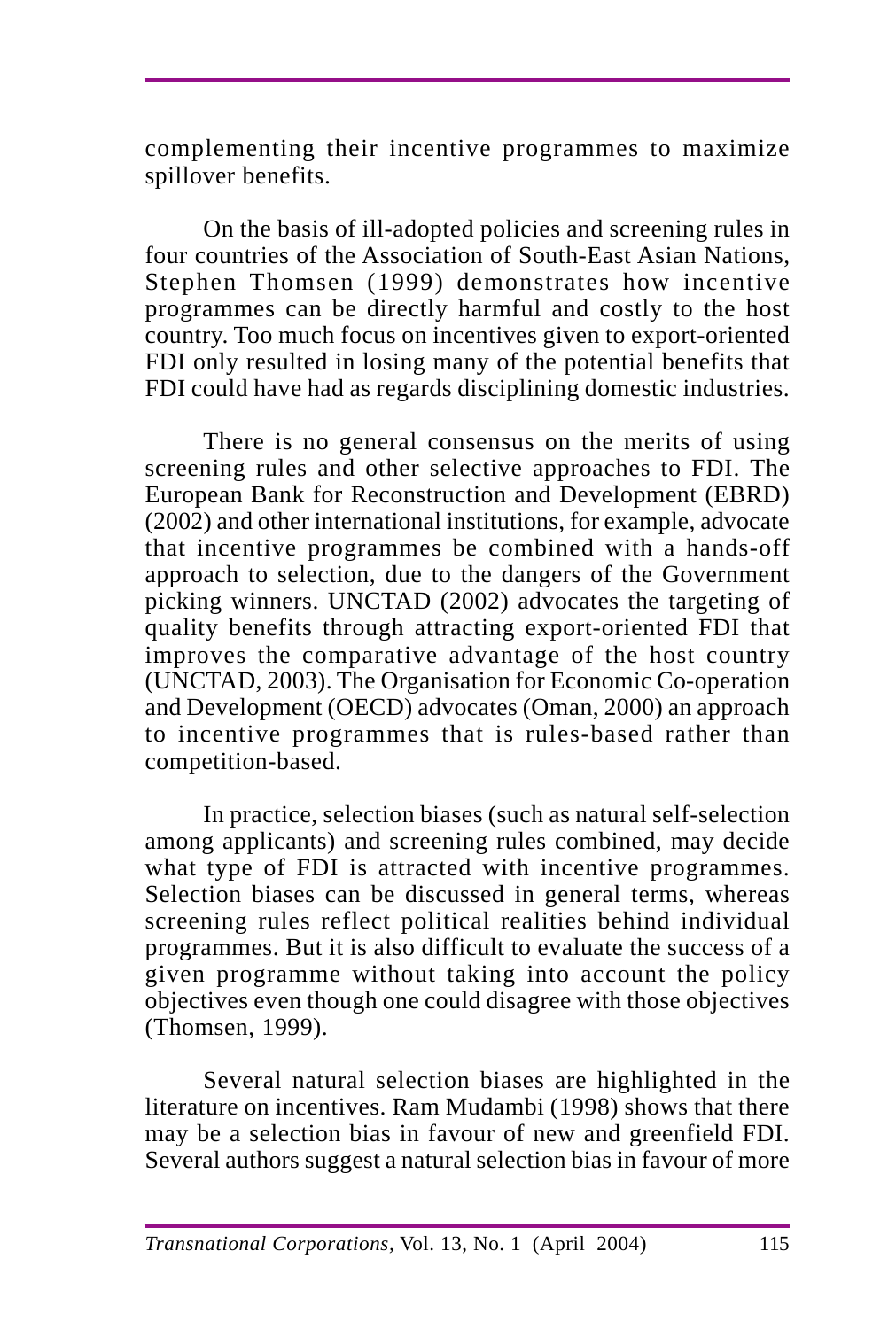complementing their incentive programmes to maximize spillover benefits.

On the basis of ill-adopted policies and screening rules in four countries of the Association of South-East Asian Nations, Stephen Thomsen (1999) demonstrates how incentive programmes can be directly harmful and costly to the host country. Too much focus on incentives given to export-oriented FDI only resulted in losing many of the potential benefits that FDI could have had as regards disciplining domestic industries.

There is no general consensus on the merits of using screening rules and other selective approaches to FDI. The European Bank for Reconstruction and Development (EBRD) (2002) and other international institutions, for example, advocate that incentive programmes be combined with a hands-off approach to selection, due to the dangers of the Government picking winners. UNCTAD (2002) advocates the targeting of quality benefits through attracting export-oriented FDI that improves the comparative advantage of the host country (UNCTAD, 2003). The Organisation for Economic Co-operation and Development (OECD) advocates (Oman, 2000) an approach to incentive programmes that is rules-based rather than competition-based.

In practice, selection biases (such as natural self-selection among applicants) and screening rules combined, may decide what type of FDI is attracted with incentive programmes. Selection biases can be discussed in general terms, whereas screening rules reflect political realities behind individual programmes. But it is also difficult to evaluate the success of a given programme without taking into account the policy objectives even though one could disagree with those objectives (Thomsen, 1999).

Several natural selection biases are highlighted in the literature on incentives. Ram Mudambi (1998) shows that there may be a selection bias in favour of new and greenfield FDI. Several authors suggest a natural selection bias in favour of more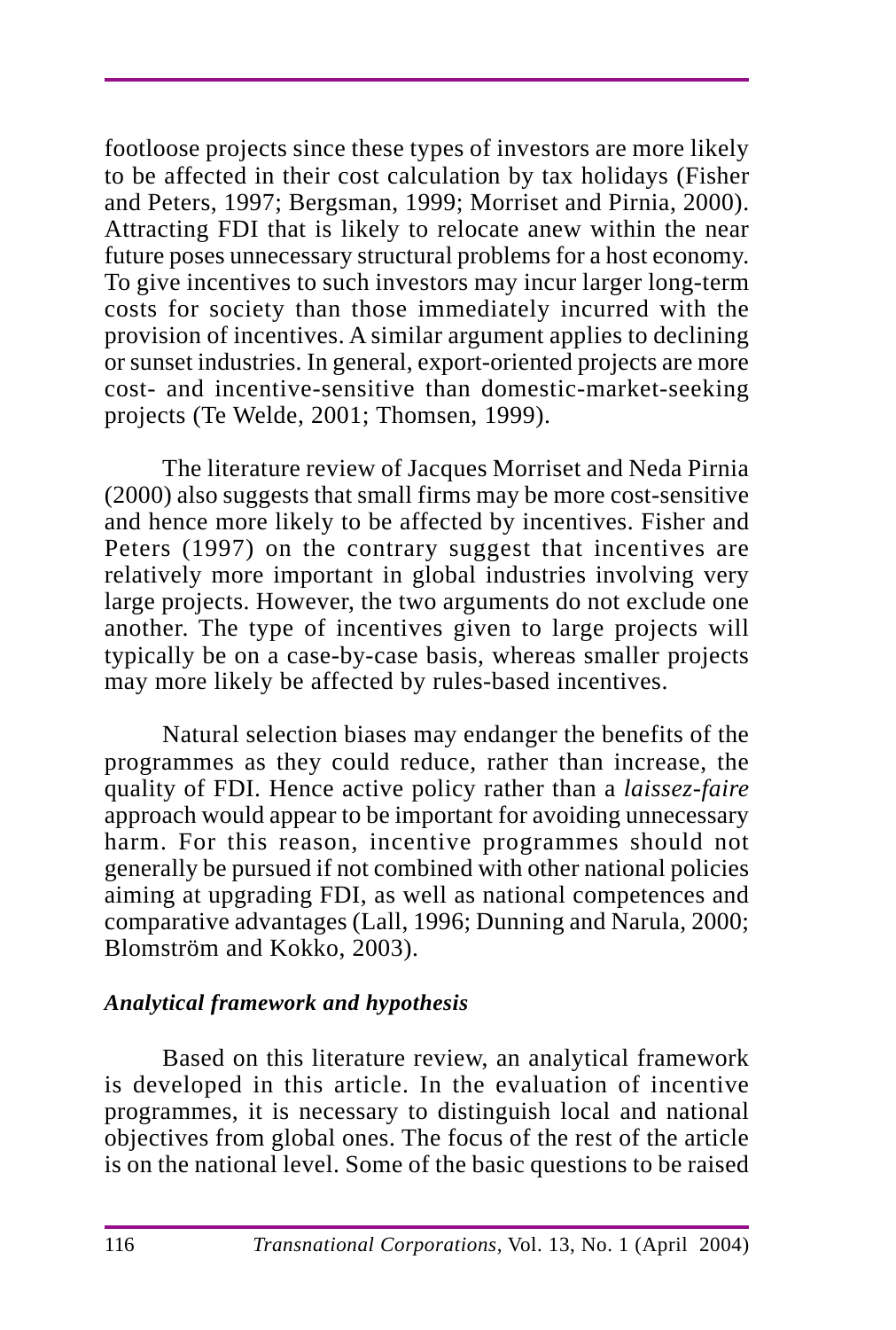footloose projects since these types of investors are more likely to be affected in their cost calculation by tax holidays (Fisher and Peters, 1997; Bergsman, 1999; Morriset and Pirnia, 2000). Attracting FDI that is likely to relocate anew within the near future poses unnecessary structural problems for a host economy. To give incentives to such investors may incur larger long-term costs for society than those immediately incurred with the provision of incentives. A similar argument applies to declining or sunset industries. In general, export-oriented projects are more cost- and incentive-sensitive than domestic-market-seeking projects (Te Welde, 2001; Thomsen, 1999).

The literature review of Jacques Morriset and Neda Pirnia (2000) also suggests that small firms may be more cost-sensitive and hence more likely to be affected by incentives. Fisher and Peters (1997) on the contrary suggest that incentives are relatively more important in global industries involving very large projects. However, the two arguments do not exclude one another. The type of incentives given to large projects will typically be on a case-by-case basis, whereas smaller projects may more likely be affected by rules-based incentives.

Natural selection biases may endanger the benefits of the programmes as they could reduce, rather than increase, the quality of FDI. Hence active policy rather than a *laissez-faire* approach would appear to be important for avoiding unnecessary harm. For this reason, incentive programmes should not generally be pursued if not combined with other national policies aiming at upgrading FDI, as well as national competences and comparative advantages (Lall, 1996; Dunning and Narula, 2000; Blomström and Kokko, 2003).

### *Analytical framework and hypothesis*

Based on this literature review, an analytical framework is developed in this article. In the evaluation of incentive programmes, it is necessary to distinguish local and national objectives from global ones. The focus of the rest of the article is on the national level. Some of the basic questions to be raised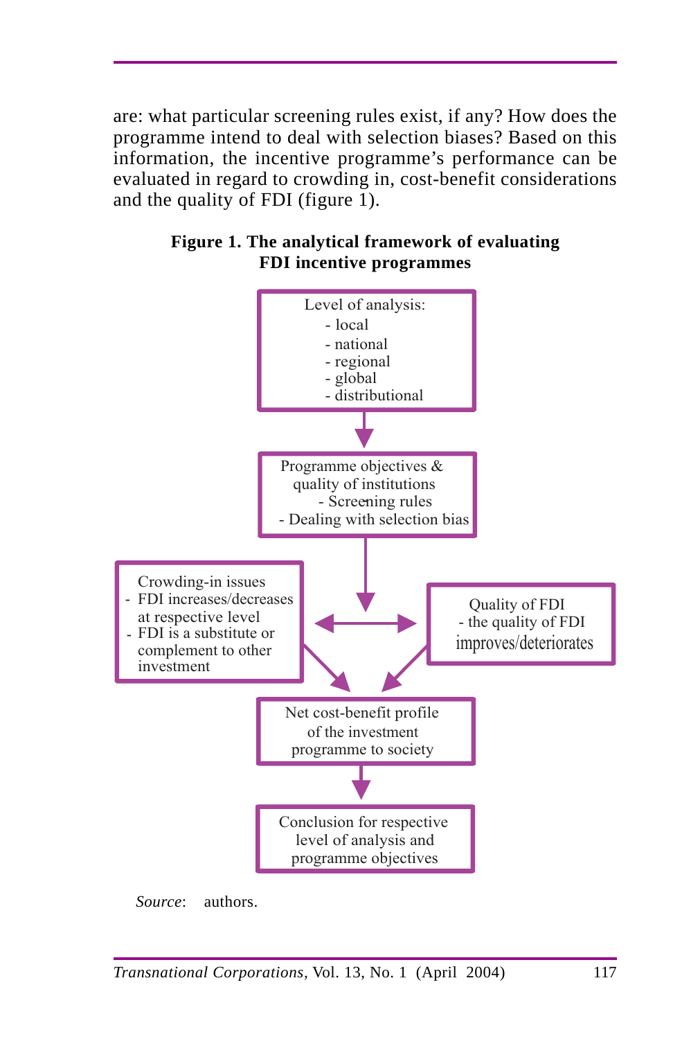are: what particular screening rules exist, if any? How does the programme intend to deal with selection biases? Based on this information, the incentive programme's performance can be evaluated in regard to crowding in, cost-benefit considerations and the quality of FDI (figure 1).

**Figure 1. The analytical framework of evaluating FDI incentive programmes**

Level of analysis:
- local
- national
- regional
- global
- distributional

Programme objectives & quality of institutions
- Screening rules
- Dealing with selection bias

Crowding-in issues
- FDI increases/decreases at respective level
- FDI is a substitute or complement to other investment

Quality of FDI
- the quality of FDI improves/deteriorates

Net cost-benefit profile of the investment programme to society

Conclusion for respective level of analysis and programme objectives

*Source*: authors.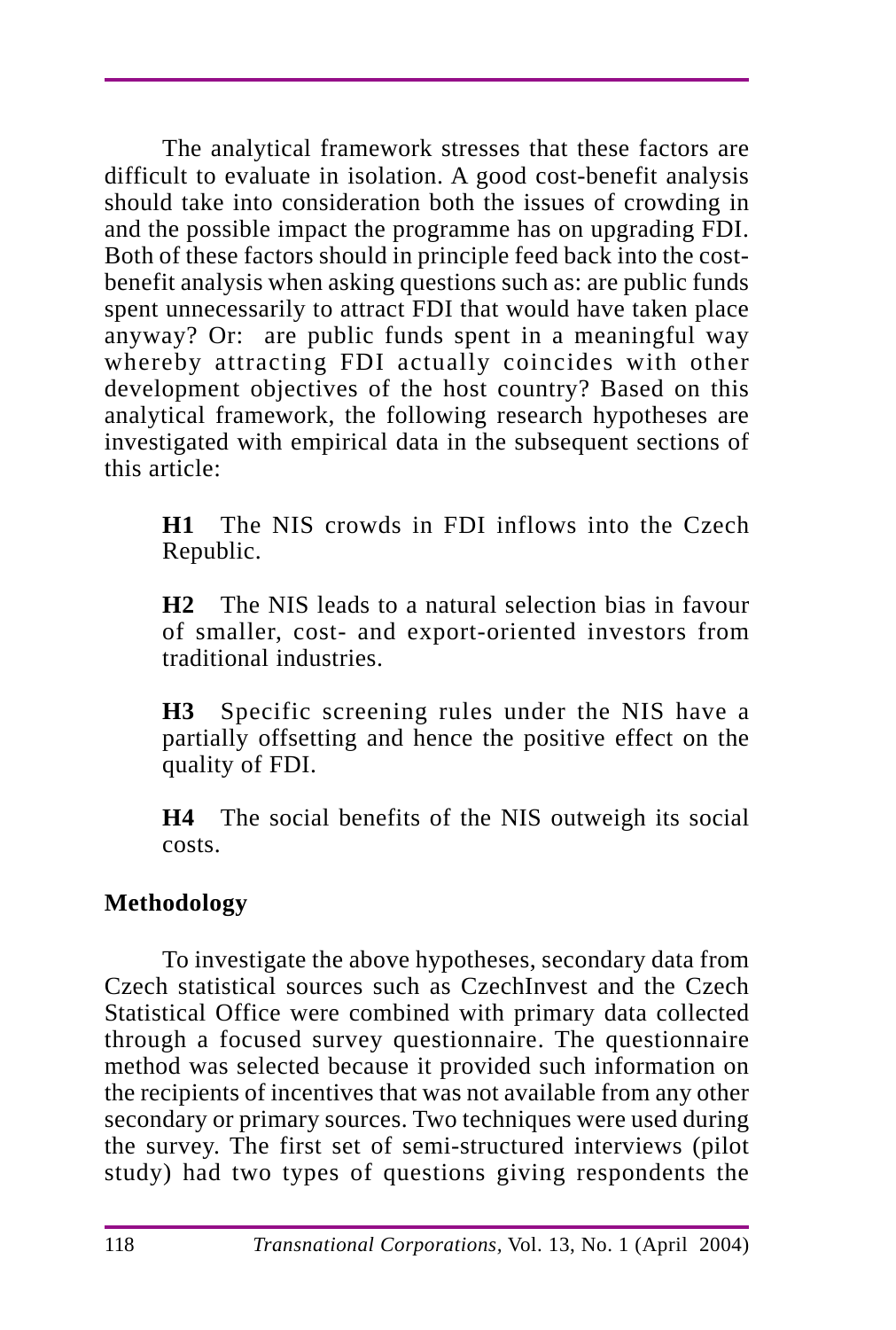The analytical framework stresses that these factors are difficult to evaluate in isolation. A good cost-benefit analysis should take into consideration both the issues of crowding in and the possible impact the programme has on upgrading FDI. Both of these factors should in principle feed back into the cost-benefit analysis when asking questions such as: are public funds spent unnecessarily to attract FDI that would have taken place anyway? Or: are public funds spent in a meaningful way whereby attracting FDI actually coincides with other development objectives of the host country? Based on this analytical framework, the following research hypotheses are investigated with empirical data in the subsequent sections of this article:

**H1** The NIS crowds in FDI inflows into the Czech Republic.

**H2** The NIS leads to a natural selection bias in favour of smaller, cost- and export-oriented investors from traditional industries.

**H3** Specific screening rules under the NIS have a partially offsetting and hence the positive effect on the quality of FDI.

**H4** The social benefits of the NIS outweigh its social costs.

## Methodology

To investigate the above hypotheses, secondary data from Czech statistical sources such as CzechInvest and the Czech Statistical Office were combined with primary data collected through a focused survey questionnaire. The questionnaire method was selected because it provided such information on the recipients of incentives that was not available from any other secondary or primary sources. Two techniques were used during the survey. The first set of semi-structured interviews (pilot study) had two types of questions giving respondents the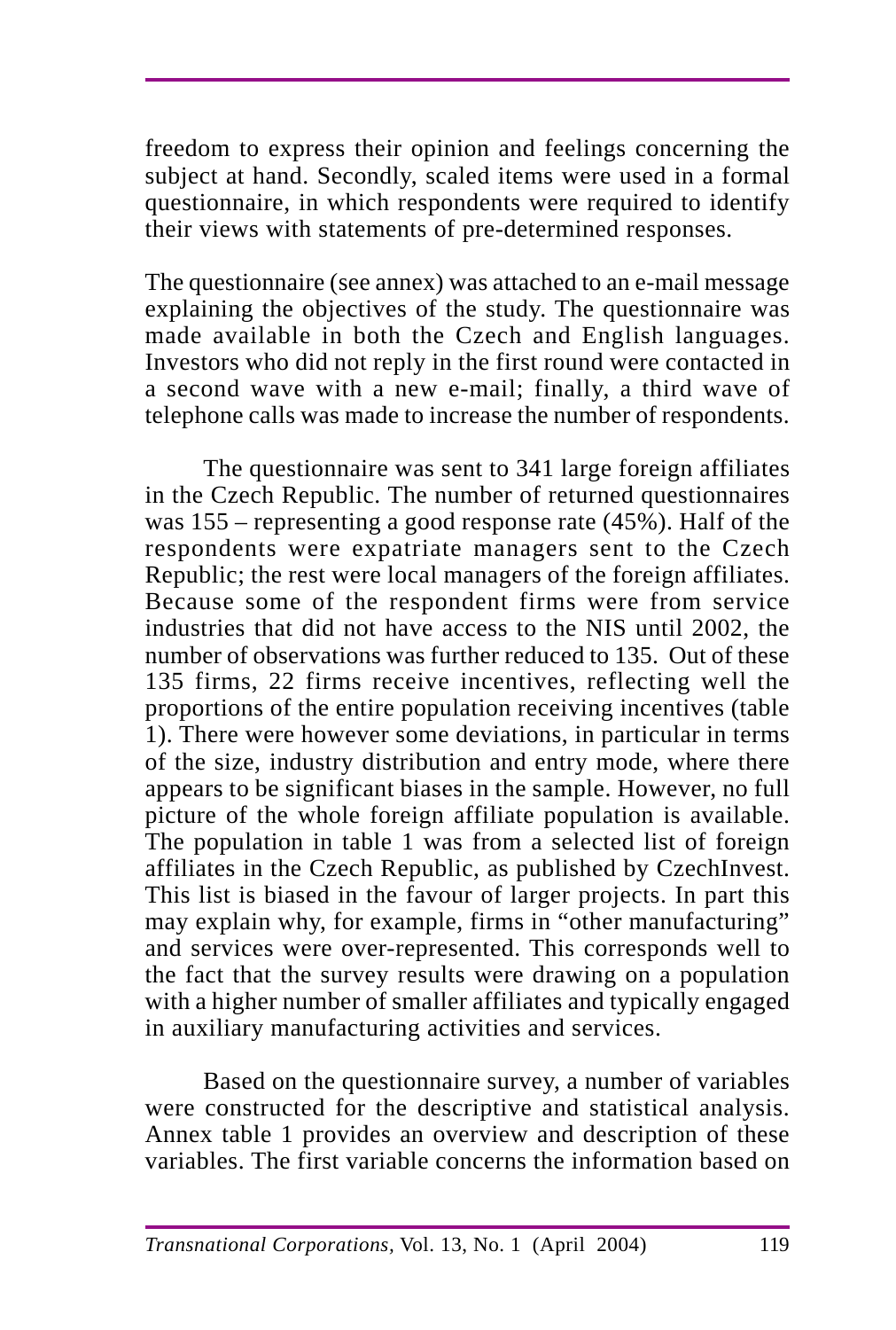freedom to express their opinion and feelings concerning the subject at hand. Secondly, scaled items were used in a formal questionnaire, in which respondents were required to identify their views with statements of pre-determined responses.

The questionnaire (see annex) was attached to an e-mail message explaining the objectives of the study. The questionnaire was made available in both the Czech and English languages. Investors who did not reply in the first round were contacted in a second wave with a new e-mail; finally, a third wave of telephone calls was made to increase the number of respondents.

The questionnaire was sent to 341 large foreign affiliates in the Czech Republic. The number of returned questionnaires was 155 – representing a good response rate (45%). Half of the respondents were expatriate managers sent to the Czech Republic; the rest were local managers of the foreign affiliates. Because some of the respondent firms were from service industries that did not have access to the NIS until 2002, the number of observations was further reduced to 135. Out of these 135 firms, 22 firms receive incentives, reflecting well the proportions of the entire population receiving incentives (table 1). There were however some deviations, in particular in terms of the size, industry distribution and entry mode, where there appears to be significant biases in the sample. However, no full picture of the whole foreign affiliate population is available. The population in table 1 was from a selected list of foreign affiliates in the Czech Republic, as published by CzechInvest. This list is biased in the favour of larger projects. In part this may explain why, for example, firms in "other manufacturing" and services were over-represented. This corresponds well to the fact that the survey results were drawing on a population with a higher number of smaller affiliates and typically engaged in auxiliary manufacturing activities and services.

Based on the questionnaire survey, a number of variables were constructed for the descriptive and statistical analysis. Annex table 1 provides an overview and description of these variables. The first variable concerns the information based on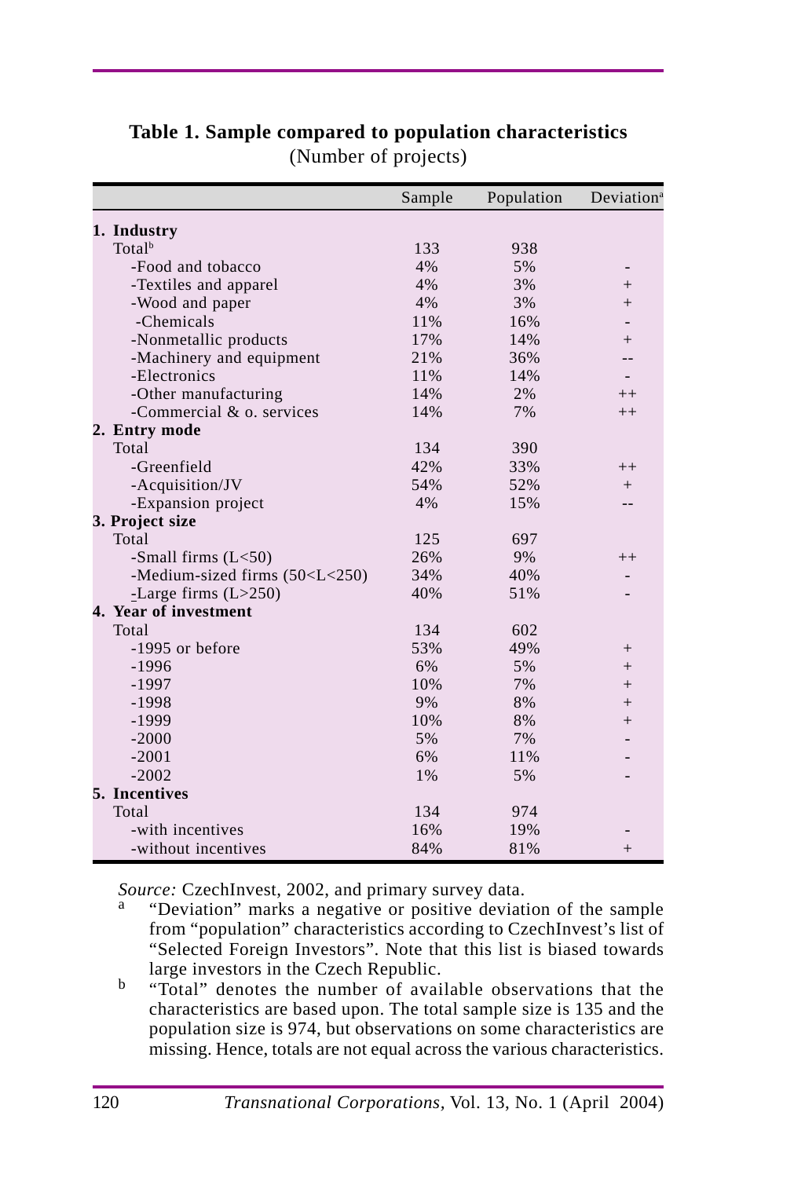**Table 1. Sample compared to population characteristics**
(Number of projects)

| | Sample | Population | Deviation[a] |
|---|---|---|---|
| **1. Industry** | | | |
| Total[b] | 133 | 938 | |
| -Food and tobacco | 4% | 5% | - |
| -Textiles and apparel | 4% | 3% | + |
| -Wood and paper | 4% | 3% | + |
| -Chemicals | 11% | 16% | - |
| -Nonmetallic products | 17% | 14% | + |
| -Machinery and equipment | 21% | 36% | -- |
| -Electronics | 11% | 14% | - |
| -Other manufacturing | 14% | 2% | ++ |
| -Commercial & o. services | 14% | 7% | ++ |
| **2. Entry mode** | | | |
| Total | 134 | 390 | |
| -Greenfield | 42% | 33% | ++ |
| -Acquisition/JV | 54% | 52% | + |
| -Expansion project | 4% | 15% | -- |
| **3. Project size** | | | |
| Total | 125 | 697 | |
| -Small firms (L<50) | 26% | 9% | ++ |
| -Medium-sized firms (50<L<250) | 34% | 40% | - |
| -Large firms (L>250) | 40% | 51% | - |
| **4. Year of investment** | | | |
| Total | 134 | 602 | |
| -1995 or before | 53% | 49% | + |
| -1996 | 6% | 5% | + |
| -1997 | 10% | 7% | + |
| -1998 | 9% | 8% | + |
| -1999 | 10% | 8% | + |
| -2000 | 5% | 7% | - |
| -2001 | 6% | 11% | - |
| -2002 | 1% | 5% | - |
| **5. Incentives** | | | |
| Total | 134 | 974 | |
| -with incentives | 16% | 19% | - |
| -without incentives | 84% | 81% | + |

*Source:* CzechInvest, 2002, and primary survey data.

[a] "Deviation" marks a negative or positive deviation of the sample from "population" characteristics according to CzechInvest's list of "Selected Foreign Investors". Note that this list is biased towards large investors in the Czech Republic.

[b] "Total" denotes the number of available observations that the characteristics are based upon. The total sample size is 135 and the population size is 974, but observations on some characteristics are missing. Hence, totals are not equal across the various characteristics.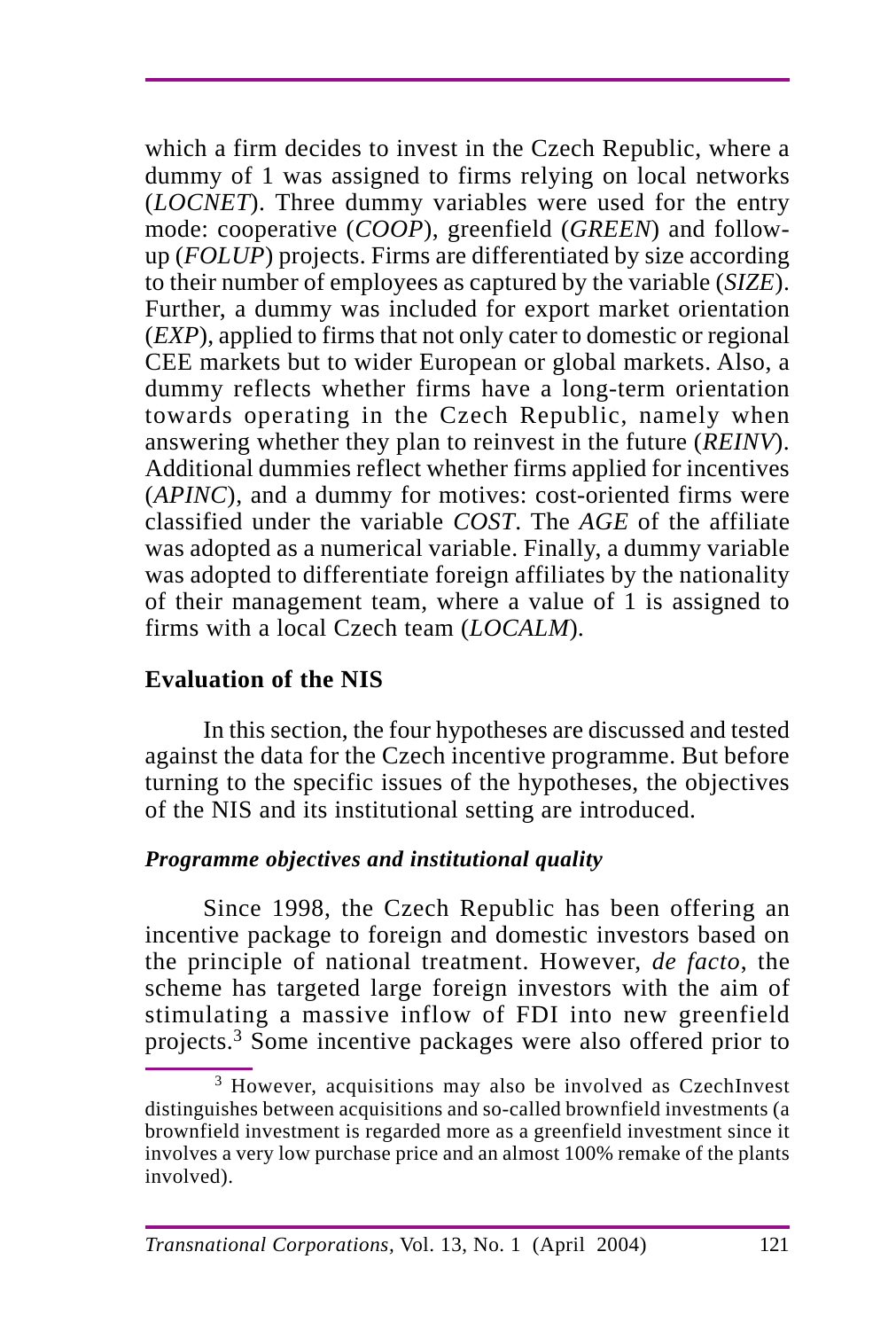which a firm decides to invest in the Czech Republic, where a dummy of 1 was assigned to firms relying on local networks (*LOCNET*). Three dummy variables were used for the entry mode: cooperative (*COOP*), greenfield (*GREEN*) and follow-up (*FOLUP*) projects. Firms are differentiated by size according to their number of employees as captured by the variable (*SIZE*). Further, a dummy was included for export market orientation (*EXP*), applied to firms that not only cater to domestic or regional CEE markets but to wider European or global markets. Also, a dummy reflects whether firms have a long-term orientation towards operating in the Czech Republic, namely when answering whether they plan to reinvest in the future (*REINV*). Additional dummies reflect whether firms applied for incentives (*APINC*), and a dummy for motives: cost-oriented firms were classified under the variable *COST*. The *AGE* of the affiliate was adopted as a numerical variable. Finally, a dummy variable was adopted to differentiate foreign affiliates by the nationality of their management team, where a value of 1 is assigned to firms with a local Czech team (*LOCALM*).

## Evaluation of the NIS

In this section, the four hypotheses are discussed and tested against the data for the Czech incentive programme. But before turning to the specific issues of the hypotheses, the objectives of the NIS and its institutional setting are introduced.

### *Programme objectives and institutional quality*

Since 1998, the Czech Republic has been offering an incentive package to foreign and domestic investors based on the principle of national treatment. However, *de facto*, the scheme has targeted large foreign investors with the aim of stimulating a massive inflow of FDI into new greenfield projects.[3] Some incentive packages were also offered prior to

[3] However, acquisitions may also be involved as CzechInvest distinguishes between acquisitions and so-called brownfield investments (a brownfield investment is regarded more as a greenfield investment since it involves a very low purchase price and an almost 100% remake of the plants involved).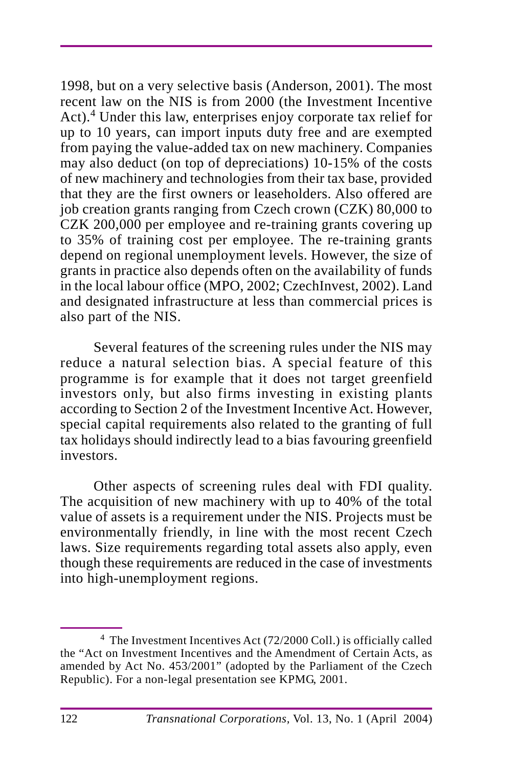1998, but on a very selective basis (Anderson, 2001). The most recent law on the NIS is from 2000 (the Investment Incentive Act).[4] Under this law, enterprises enjoy corporate tax relief for up to 10 years, can import inputs duty free and are exempted from paying the value-added tax on new machinery. Companies may also deduct (on top of depreciations) 10-15% of the costs of new machinery and technologies from their tax base, provided that they are the first owners or leaseholders. Also offered are job creation grants ranging from Czech crown (CZK) 80,000 to CZK 200,000 per employee and re-training grants covering up to 35% of training cost per employee. The re-training grants depend on regional unemployment levels. However, the size of grants in practice also depends often on the availability of funds in the local labour office (MPO, 2002; CzechInvest, 2002). Land and designated infrastructure at less than commercial prices is also part of the NIS.

Several features of the screening rules under the NIS may reduce a natural selection bias. A special feature of this programme is for example that it does not target greenfield investors only, but also firms investing in existing plants according to Section 2 of the Investment Incentive Act. However, special capital requirements also related to the granting of full tax holidays should indirectly lead to a bias favouring greenfield investors.

Other aspects of screening rules deal with FDI quality. The acquisition of new machinery with up to 40% of the total value of assets is a requirement under the NIS. Projects must be environmentally friendly, in line with the most recent Czech laws. Size requirements regarding total assets also apply, even though these requirements are reduced in the case of investments into high-unemployment regions.

[4] The Investment Incentives Act (72/2000 Coll.) is officially called the "Act on Investment Incentives and the Amendment of Certain Acts, as amended by Act No. 453/2001" (adopted by the Parliament of the Czech Republic). For a non-legal presentation see KPMG, 2001.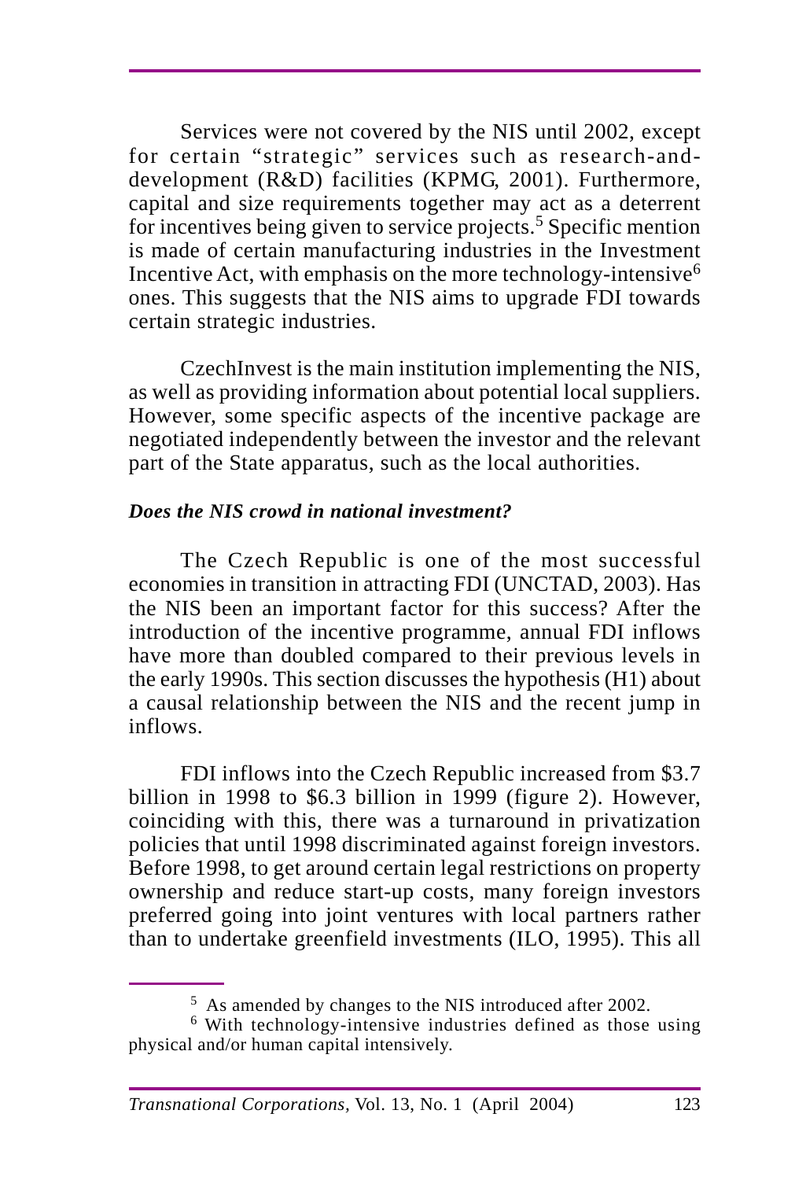Services were not covered by the NIS until 2002, except for certain "strategic" services such as research-and-development (R&D) facilities (KPMG, 2001). Furthermore, capital and size requirements together may act as a deterrent for incentives being given to service projects.[5] Specific mention is made of certain manufacturing industries in the Investment Incentive Act, with emphasis on the more technology-intensive[6] ones. This suggests that the NIS aims to upgrade FDI towards certain strategic industries.

CzechInvest is the main institution implementing the NIS, as well as providing information about potential local suppliers. However, some specific aspects of the incentive package are negotiated independently between the investor and the relevant part of the State apparatus, such as the local authorities.

***Does the NIS crowd in national investment?***

The Czech Republic is one of the most successful economies in transition in attracting FDI (UNCTAD, 2003). Has the NIS been an important factor for this success? After the introduction of the incentive programme, annual FDI inflows have more than doubled compared to their previous levels in the early 1990s. This section discusses the hypothesis (H1) about a causal relationship between the NIS and the recent jump in inflows.

FDI inflows into the Czech Republic increased from $3.7 billion in 1998 to $6.3 billion in 1999 (figure 2). However, coinciding with this, there was a turnaround in privatization policies that until 1998 discriminated against foreign investors. Before 1998, to get around certain legal restrictions on property ownership and reduce start-up costs, many foreign investors preferred going into joint ventures with local partners rather than to undertake greenfield investments (ILO, 1995). This all

---

[5] As amended by changes to the NIS introduced after 2002.

[6] With technology-intensive industries defined as those using physical and/or human capital intensively.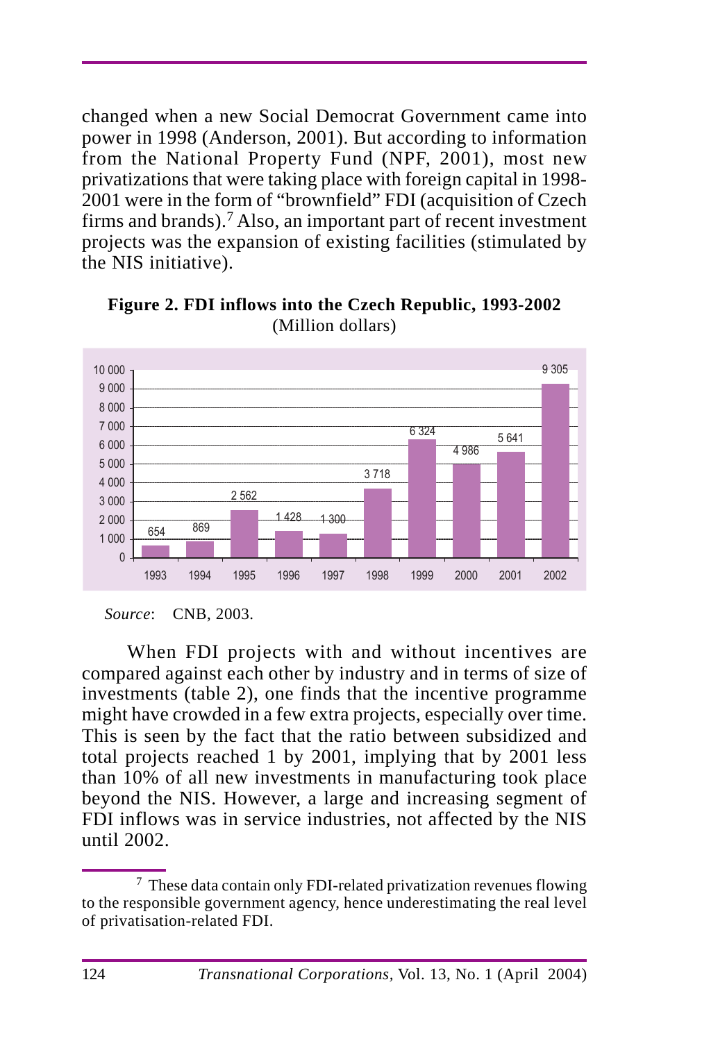changed when a new Social Democrat Government came into power in 1998 (Anderson, 2001). But according to information from the National Property Fund (NPF, 2001), most new privatizations that were taking place with foreign capital in 1998-2001 were in the form of "brownfield" FDI (acquisition of Czech firms and brands).[7] Also, an important part of recent investment projects was the expansion of existing facilities (stimulated by the NIS initiative).

**Figure 2. FDI inflows into the Czech Republic, 1993-2002**
(Million dollars)

| Year | FDI inflows |
|---|---|
| 1993 | 654 |
| 1994 | 869 |
| 1995 | 2 562 |
| 1996 | 1 428 |
| 1997 | 1 300 |
| 1998 | 3 718 |
| 1999 | 6 324 |
| 2000 | 4 986 |
| 2001 | 5 641 |
| 2002 | 9 305 |

*Source*: CNB, 2003.

When FDI projects with and without incentives are compared against each other by industry and in terms of size of investments (table 2), one finds that the incentive programme might have crowded in a few extra projects, especially over time. This is seen by the fact that the ratio between subsidized and total projects reached 1 by 2001, implying that by 2001 less than 10% of all new investments in manufacturing took place beyond the NIS. However, a large and increasing segment of FDI inflows was in service industries, not affected by the NIS until 2002.

[7] These data contain only FDI-related privatization revenues flowing to the responsible government agency, hence underestimating the real level of privatisation-related FDI.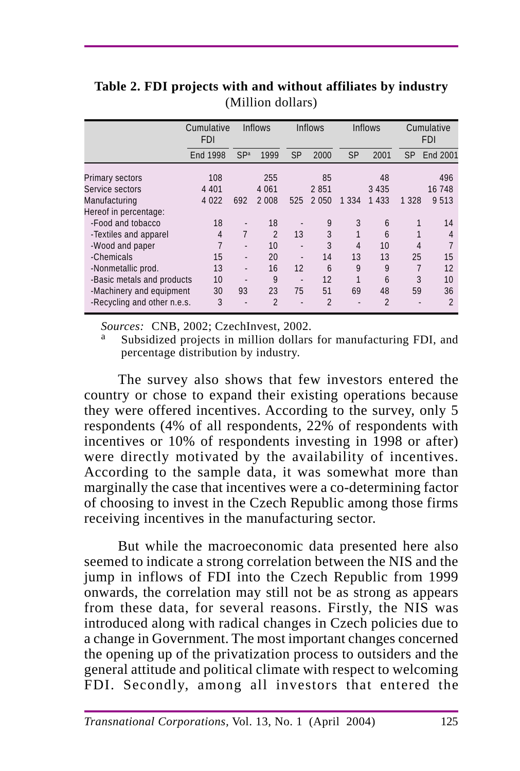**Table 2. FDI projects with and without affiliates by industry**
(Million dollars)

| | Cumulative FDI | Inflows | | Inflows | | Inflows | | Cumulative FDI | |
|---|---|---|---|---|---|---|---|---|---|
| | End 1998 | SP[a] | 1999 | SP | 2000 | SP | 2001 | SP | End 2001 |
| Primary sectors | 108 | | 255 | | 85 | | 48 | | 496 |
| Service sectors | 4 401 | | 4 061 | | 2 851 | | 3 435 | | 16 748 |
| Manufacturing | 4 022 | 692 | 2 008 | 525 | 2 050 | 1 334 | 1 433 | 1 328 | 9 513 |
| Hereof in percentage: | | | | | | | | | |
| -Food and tobacco | 18 | - | 18 | - | 9 | 3 | 6 | 1 | 14 |
| -Textiles and apparel | 4 | 7 | 2 | 13 | 3 | 1 | 6 | 1 | 4 |
| -Wood and paper | 7 | - | 10 | - | 3 | 4 | 10 | 4 | 7 |
| -Chemicals | 15 | - | 20 | - | 14 | 13 | 13 | 25 | 15 |
| -Nonmetallic prod. | 13 | - | 16 | 12 | 6 | 9 | 9 | 7 | 12 |
| -Basic metals and products | 10 | - | 9 | - | 12 | 1 | 6 | 3 | 10 |
| -Machinery and equipment | 30 | 93 | 23 | 75 | 51 | 69 | 48 | 59 | 36 |
| -Recycling and other n.e.s. | 3 | - | 2 | - | 2 | - | 2 | - | 2 |

*Sources:* CNB, 2002; CzechInvest, 2002.

[a] Subsidized projects in million dollars for manufacturing FDI, and percentage distribution by industry.

The survey also shows that few investors entered the country or chose to expand their existing operations because they were offered incentives. According to the survey, only 5 respondents (4% of all respondents, 22% of respondents with incentives or 10% of respondents investing in 1998 or after) were directly motivated by the availability of incentives. According to the sample data, it was somewhat more than marginally the case that incentives were a co-determining factor of choosing to invest in the Czech Republic among those firms receiving incentives in the manufacturing sector.

But while the macroeconomic data presented here also seemed to indicate a strong correlation between the NIS and the jump in inflows of FDI into the Czech Republic from 1999 onwards, the correlation may still not be as strong as appears from these data, for several reasons. Firstly, the NIS was introduced along with radical changes in Czech policies due to a change in Government. The most important changes concerned the opening up of the privatization process to outsiders and the general attitude and political climate with respect to welcoming FDI. Secondly, among all investors that entered the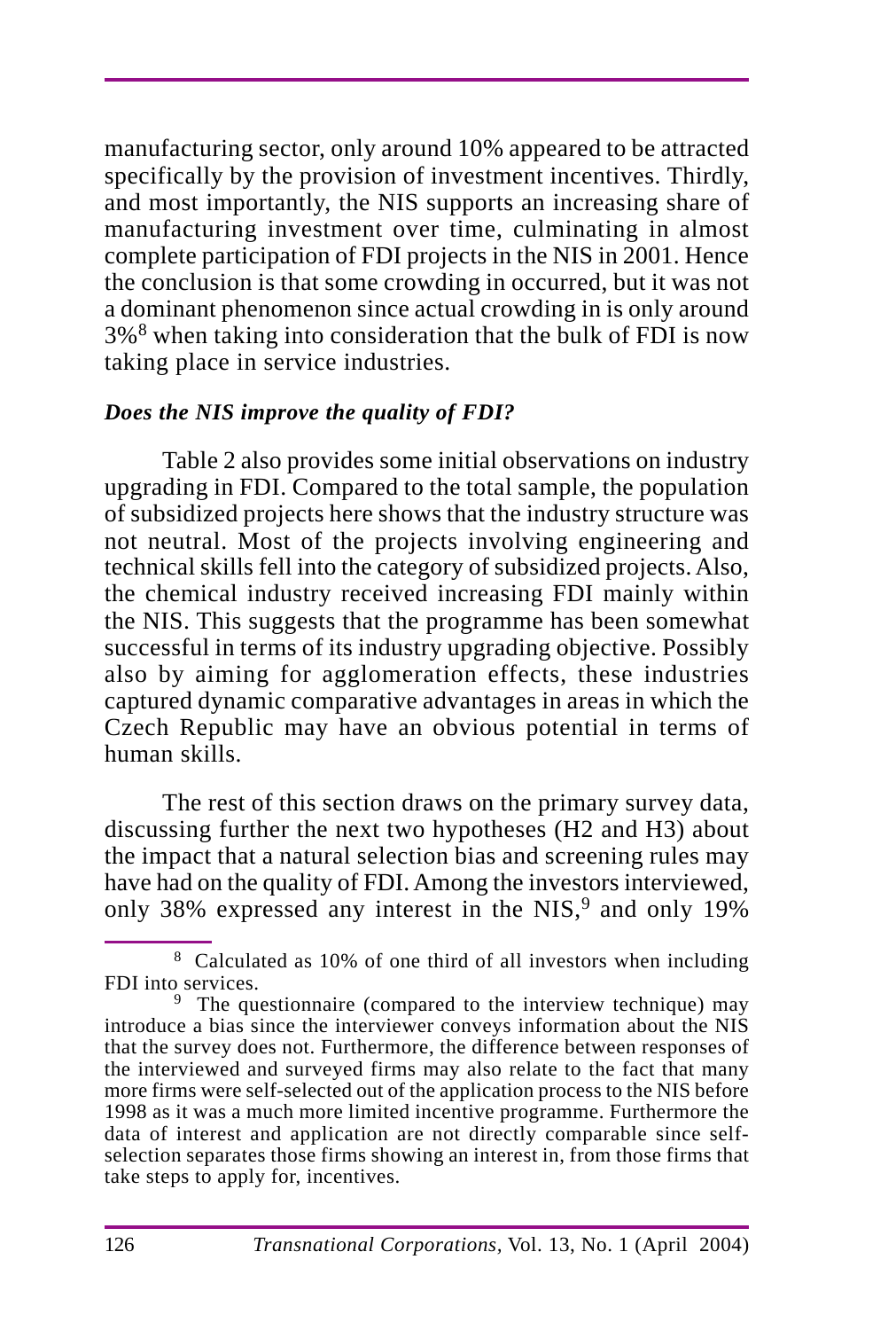manufacturing sector, only around 10% appeared to be attracted specifically by the provision of investment incentives. Thirdly, and most importantly, the NIS supports an increasing share of manufacturing investment over time, culminating in almost complete participation of FDI projects in the NIS in 2001. Hence the conclusion is that some crowding in occurred, but it was not a dominant phenomenon since actual crowding in is only around 3%[8] when taking into consideration that the bulk of FDI is now taking place in service industries.

***Does the NIS improve the quality of FDI?***

Table 2 also provides some initial observations on industry upgrading in FDI. Compared to the total sample, the population of subsidized projects here shows that the industry structure was not neutral. Most of the projects involving engineering and technical skills fell into the category of subsidized projects. Also, the chemical industry received increasing FDI mainly within the NIS. This suggests that the programme has been somewhat successful in terms of its industry upgrading objective. Possibly also by aiming for agglomeration effects, these industries captured dynamic comparative advantages in areas in which the Czech Republic may have an obvious potential in terms of human skills.

The rest of this section draws on the primary survey data, discussing further the next two hypotheses (H2 and H3) about the impact that a natural selection bias and screening rules may have had on the quality of FDI. Among the investors interviewed, only 38% expressed any interest in the NIS,[9] and only 19%

---

[8] Calculated as 10% of one third of all investors when including FDI into services.

[9] The questionnaire (compared to the interview technique) may introduce a bias since the interviewer conveys information about the NIS that the survey does not. Furthermore, the difference between responses of the interviewed and surveyed firms may also relate to the fact that many more firms were self-selected out of the application process to the NIS before 1998 as it was a much more limited incentive programme. Furthermore the data of interest and application are not directly comparable since self-selection separates those firms showing an interest in, from those firms that take steps to apply for, incentives.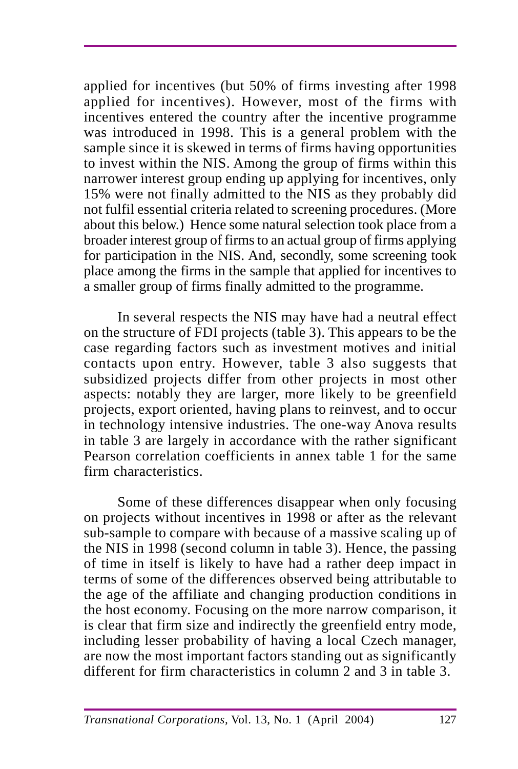applied for incentives (but 50% of firms investing after 1998 applied for incentives). However, most of the firms with incentives entered the country after the incentive programme was introduced in 1998. This is a general problem with the sample since it is skewed in terms of firms having opportunities to invest within the NIS. Among the group of firms within this narrower interest group ending up applying for incentives, only 15% were not finally admitted to the NIS as they probably did not fulfil essential criteria related to screening procedures. (More about this below.) Hence some natural selection took place from a broader interest group of firms to an actual group of firms applying for participation in the NIS. And, secondly, some screening took place among the firms in the sample that applied for incentives to a smaller group of firms finally admitted to the programme.

In several respects the NIS may have had a neutral effect on the structure of FDI projects (table 3). This appears to be the case regarding factors such as investment motives and initial contacts upon entry. However, table 3 also suggests that subsidized projects differ from other projects in most other aspects: notably they are larger, more likely to be greenfield projects, export oriented, having plans to reinvest, and to occur in technology intensive industries. The one-way Anova results in table 3 are largely in accordance with the rather significant Pearson correlation coefficients in annex table 1 for the same firm characteristics.

Some of these differences disappear when only focusing on projects without incentives in 1998 or after as the relevant sub-sample to compare with because of a massive scaling up of the NIS in 1998 (second column in table 3). Hence, the passing of time in itself is likely to have had a rather deep impact in terms of some of the differences observed being attributable to the age of the affiliate and changing production conditions in the host economy. Focusing on the more narrow comparison, it is clear that firm size and indirectly the greenfield entry mode, including lesser probability of having a local Czech manager, are now the most important factors standing out as significantly different for firm characteristics in column 2 and 3 in table 3.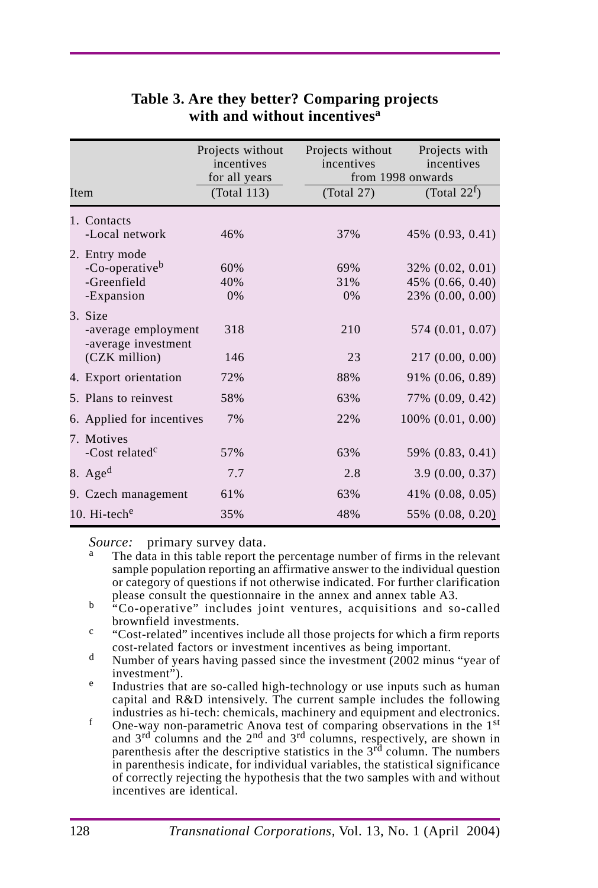**Table 3. Are they better? Comparing projects with and without incentives[a]**

| Item | Projects without incentives for all years (Total 113) | Projects without incentives from 1998 onwards (Total 27) | Projects with incentives from 1998 onwards (Total 22[f]) |
|---|---|---|---|
| 1. Contacts | | | |
| -Local network | 46% | 37% | 45% (0.93, 0.41) |
| 2. Entry mode | | | |
| -Co-operative[b] | 60% | 69% | 32% (0.02, 0.01) |
| -Greenfield | 40% | 31% | 45% (0.66, 0.40) |
| -Expansion | 0% | 0% | 23% (0.00, 0.00) |
| 3. Size | | | |
| -average employment | 318 | 210 | 574 (0.01, 0.07) |
| -average investment (CZK million) | 146 | 23 | 217 (0.00, 0.00) |
| 4. Export orientation | 72% | 88% | 91% (0.06, 0.89) |
| 5. Plans to reinvest | 58% | 63% | 77% (0.09, 0.42) |
| 6. Applied for incentives | 7% | 22% | 100% (0.01, 0.00) |
| 7. Motives | | | |
| -Cost related[c] | 57% | 63% | 59% (0.83, 0.41) |
| 8. Age[d] | 7.7 | 2.8 | 3.9 (0.00, 0.37) |
| 9. Czech management | 61% | 63% | 41% (0.08, 0.05) |
| 10. Hi-tech[e] | 35% | 48% | 55% (0.08, 0.20) |

*Source:* primary survey data.

[a] The data in this table report the percentage number of firms in the relevant sample population reporting an affirmative answer to the individual question or category of questions if not otherwise indicated. For further clarification please consult the questionnaire in the annex and annex table A3.

[b] "Co-operative" includes joint ventures, acquisitions and so-called brownfield investments.

[c] "Cost-related" incentives include all those projects for which a firm reports cost-related factors or investment incentives as being important.

[d] Number of years having passed since the investment (2002 minus "year of investment").

[e] Industries that are so-called high-technology or use inputs such as human capital and R&D intensively. The current sample includes the following industries as hi-tech: chemicals, machinery and equipment and electronics.

[f] One-way non-parametric Anova test of comparing observations in the 1st and 3rd columns and the 2nd and 3rd columns, respectively, are shown in parenthesis after the descriptive statistics in the 3rd column. The numbers in parenthesis indicate, for individual variables, the statistical significance of correctly rejecting the hypothesis that the two samples with and without incentives are identical.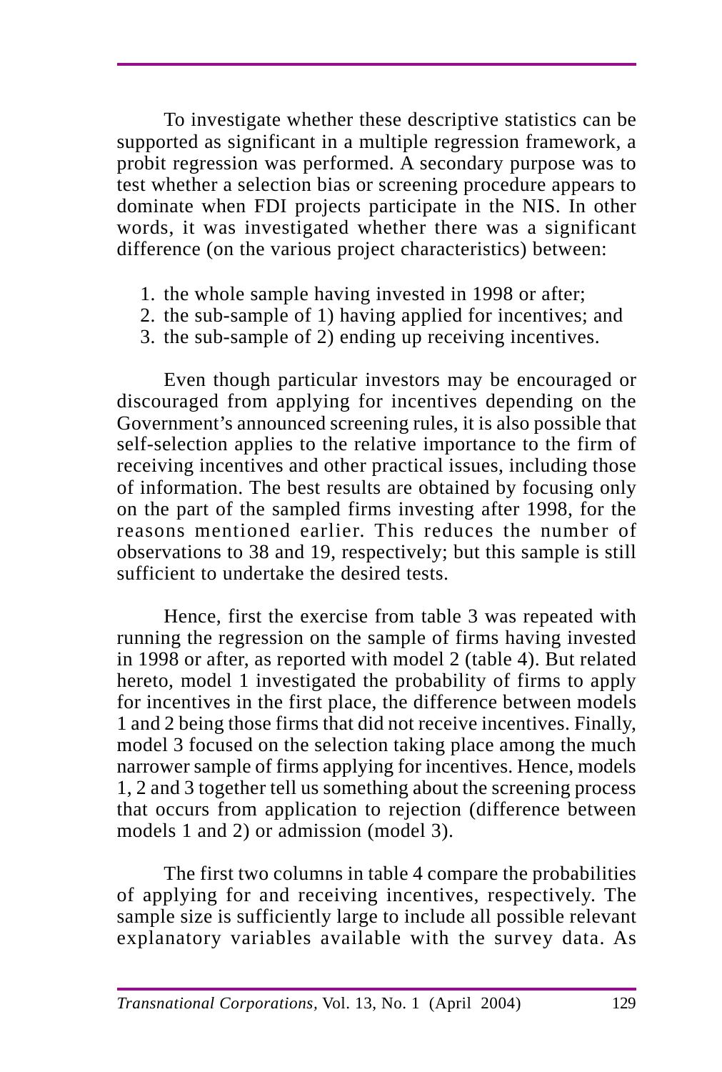To investigate whether these descriptive statistics can be supported as significant in a multiple regression framework, a probit regression was performed. A secondary purpose was to test whether a selection bias or screening procedure appears to dominate when FDI projects participate in the NIS. In other words, it was investigated whether there was a significant difference (on the various project characteristics) between:

1. the whole sample having invested in 1998 or after;
2. the sub-sample of 1) having applied for incentives; and
3. the sub-sample of 2) ending up receiving incentives.

Even though particular investors may be encouraged or discouraged from applying for incentives depending on the Government's announced screening rules, it is also possible that self-selection applies to the relative importance to the firm of receiving incentives and other practical issues, including those of information. The best results are obtained by focusing only on the part of the sampled firms investing after 1998, for the reasons mentioned earlier. This reduces the number of observations to 38 and 19, respectively; but this sample is still sufficient to undertake the desired tests.

Hence, first the exercise from table 3 was repeated with running the regression on the sample of firms having invested in 1998 or after, as reported with model 2 (table 4). But related hereto, model 1 investigated the probability of firms to apply for incentives in the first place, the difference between models 1 and 2 being those firms that did not receive incentives. Finally, model 3 focused on the selection taking place among the much narrower sample of firms applying for incentives. Hence, models 1, 2 and 3 together tell us something about the screening process that occurs from application to rejection (difference between models 1 and 2) or admission (model 3).

The first two columns in table 4 compare the probabilities of applying for and receiving incentives, respectively. The sample size is sufficiently large to include all possible relevant explanatory variables available with the survey data. As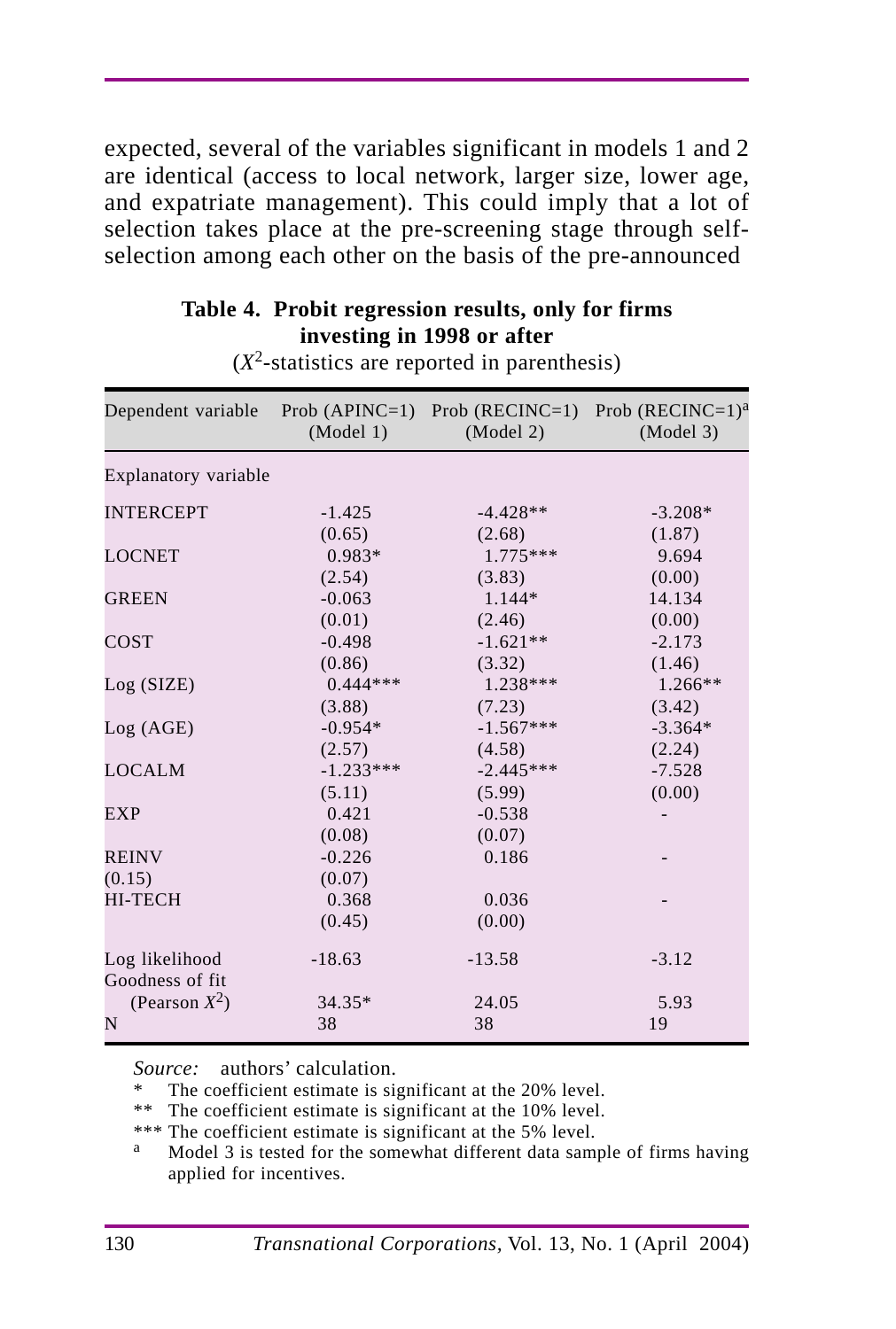expected, several of the variables significant in models 1 and 2 are identical (access to local network, larger size, lower age, and expatriate management). This could imply that a lot of selection takes place at the pre-screening stage through self-selection among each other on the basis of the pre-announced

**Table 4. Probit regression results, only for firms investing in 1998 or after**

($X^2$-statistics are reported in parenthesis)

| Dependent variable | Prob (APINC=1) (Model 1) | Prob (RECINC=1) (Model 2) | Prob (RECINC=1)[a] (Model 3) |
|---|---|---|---|
| Explanatory variable | | | |
| INTERCEPT | -1.425 | -4.428** | -3.208* |
| | (0.65) | (2.68) | (1.87) |
| LOCNET | 0.983* | 1.775*** | 9.694 |
| | (2.54) | (3.83) | (0.00) |
| GREEN | -0.063 | 1.144* | 14.134 |
| | (0.01) | (2.46) | (0.00) |
| COST | -0.498 | -1.621** | -2.173 |
| | (0.86) | (3.32) | (1.46) |
| Log (SIZE) | 0.444*** | 1.238*** | 1.266** |
| | (3.88) | (7.23) | (3.42) |
| Log (AGE) | -0.954* | -1.567*** | -3.364* |
| | (2.57) | (4.58) | (2.24) |
| LOCALM | -1.233*** | -2.445*** | -7.528 |
| | (5.11) | (5.99) | (0.00) |
| EXP | 0.421 | -0.538 | - |
| | (0.08) | (0.07) | |
| REINV | -0.226 | 0.186 | - |
| (0.15) | (0.07) | | |
| HI-TECH | 0.368 | 0.036 | - |
| | (0.45) | (0.00) | |
| Log likelihood | -18.63 | -13.58 | -3.12 |
| Goodness of fit (Pearson $X^2$) | 34.35* | 24.05 | 5.93 |
| N | 38 | 38 | 19 |

*Source:* authors' calculation.

\* The coefficient estimate is significant at the 20% level.

** The coefficient estimate is significant at the 10% level.

*** The coefficient estimate is significant at the 5% level.

[a] Model 3 is tested for the somewhat different data sample of firms having applied for incentives.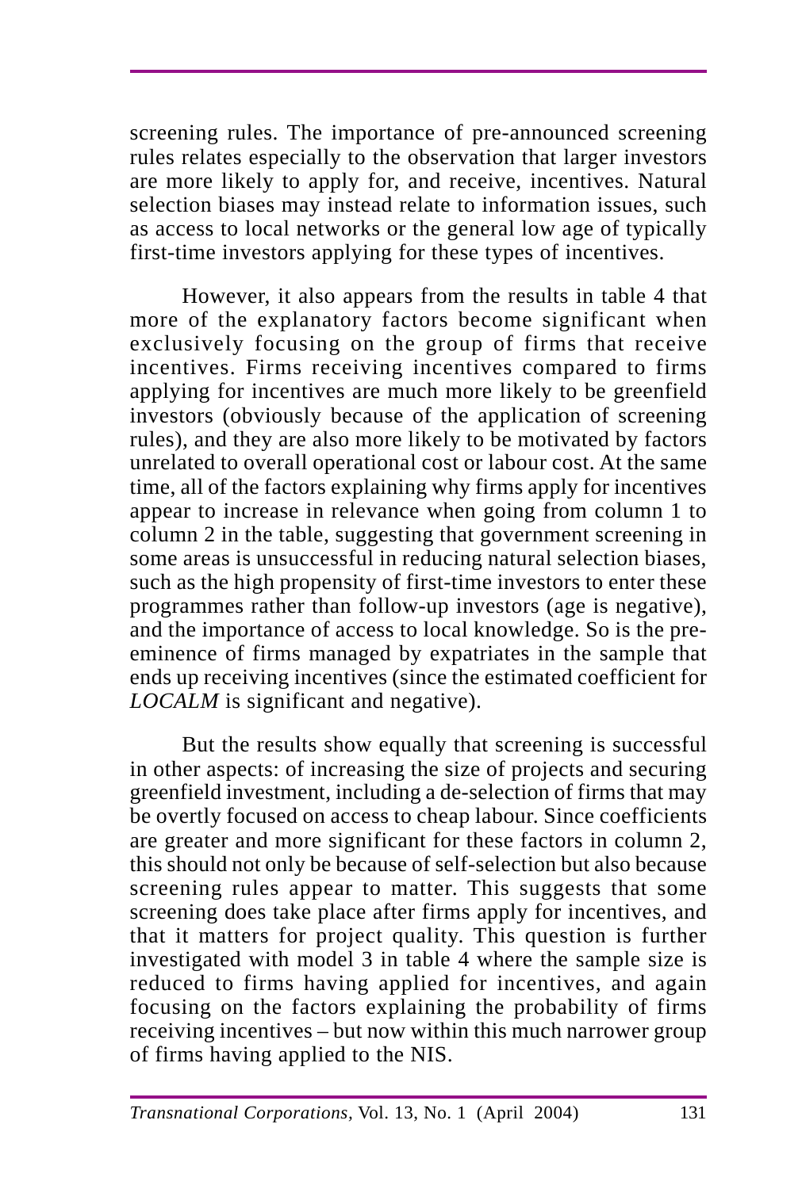screening rules. The importance of pre-announced screening rules relates especially to the observation that larger investors are more likely to apply for, and receive, incentives. Natural selection biases may instead relate to information issues, such as access to local networks or the general low age of typically first-time investors applying for these types of incentives.

However, it also appears from the results in table 4 that more of the explanatory factors become significant when exclusively focusing on the group of firms that receive incentives. Firms receiving incentives compared to firms applying for incentives are much more likely to be greenfield investors (obviously because of the application of screening rules), and they are also more likely to be motivated by factors unrelated to overall operational cost or labour cost. At the same time, all of the factors explaining why firms apply for incentives appear to increase in relevance when going from column 1 to column 2 in the table, suggesting that government screening in some areas is unsuccessful in reducing natural selection biases, such as the high propensity of first-time investors to enter these programmes rather than follow-up investors (age is negative), and the importance of access to local knowledge. So is the pre-eminence of firms managed by expatriates in the sample that ends up receiving incentives (since the estimated coefficient for *LOCALM* is significant and negative).

But the results show equally that screening is successful in other aspects: of increasing the size of projects and securing greenfield investment, including a de-selection of firms that may be overtly focused on access to cheap labour. Since coefficients are greater and more significant for these factors in column 2, this should not only be because of self-selection but also because screening rules appear to matter. This suggests that some screening does take place after firms apply for incentives, and that it matters for project quality. This question is further investigated with model 3 in table 4 where the sample size is reduced to firms having applied for incentives, and again focusing on the factors explaining the probability of firms receiving incentives – but now within this much narrower group of firms having applied to the NIS.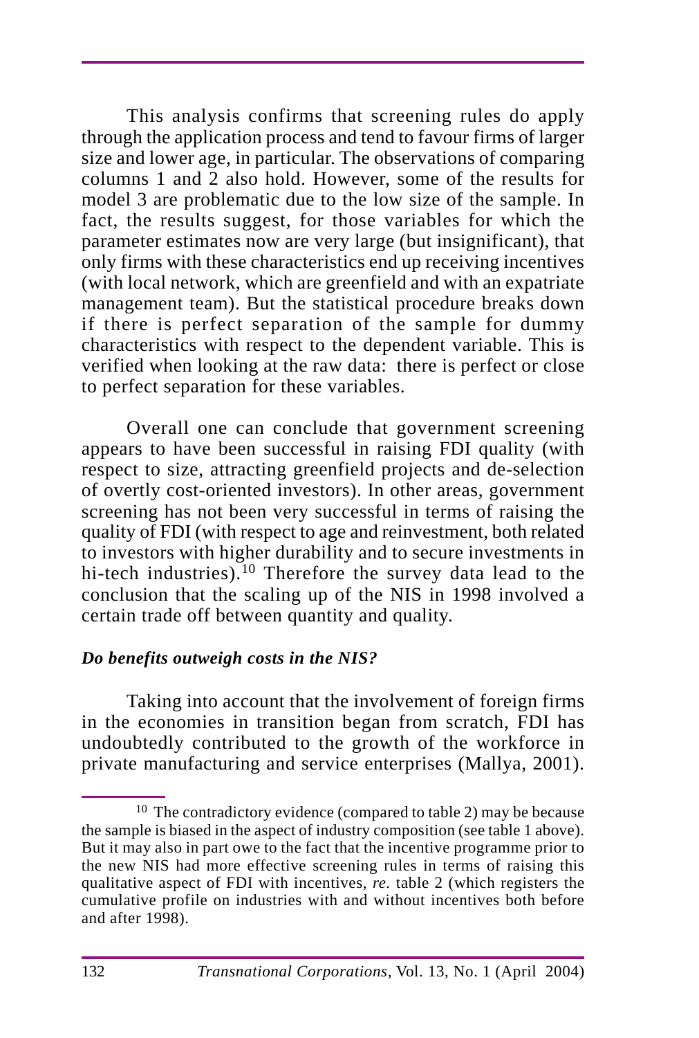This analysis confirms that screening rules do apply through the application process and tend to favour firms of larger size and lower age, in particular. The observations of comparing columns 1 and 2 also hold. However, some of the results for model 3 are problematic due to the low size of the sample. In fact, the results suggest, for those variables for which the parameter estimates now are very large (but insignificant), that only firms with these characteristics end up receiving incentives (with local network, which are greenfield and with an expatriate management team). But the statistical procedure breaks down if there is perfect separation of the sample for dummy characteristics with respect to the dependent variable. This is verified when looking at the raw data: there is perfect or close to perfect separation for these variables.

Overall one can conclude that government screening appears to have been successful in raising FDI quality (with respect to size, attracting greenfield projects and de-selection of overtly cost-oriented investors). In other areas, government screening has not been very successful in terms of raising the quality of FDI (with respect to age and reinvestment, both related to investors with higher durability and to secure investments in hi-tech industries).[10] Therefore the survey data lead to the conclusion that the scaling up of the NIS in 1998 involved a certain trade off between quantity and quality.

### *Do benefits outweigh costs in the NIS?*

Taking into account that the involvement of foreign firms in the economies in transition began from scratch, FDI has undoubtedly contributed to the growth of the workforce in private manufacturing and service enterprises (Mallya, 2001).

---

[10] The contradictory evidence (compared to table 2) may be because the sample is biased in the aspect of industry composition (see table 1 above). But it may also in part owe to the fact that the incentive programme prior to the new NIS had more effective screening rules in terms of raising this qualitative aspect of FDI with incentives, *re.* table 2 (which registers the cumulative profile on industries with and without incentives both before and after 1998).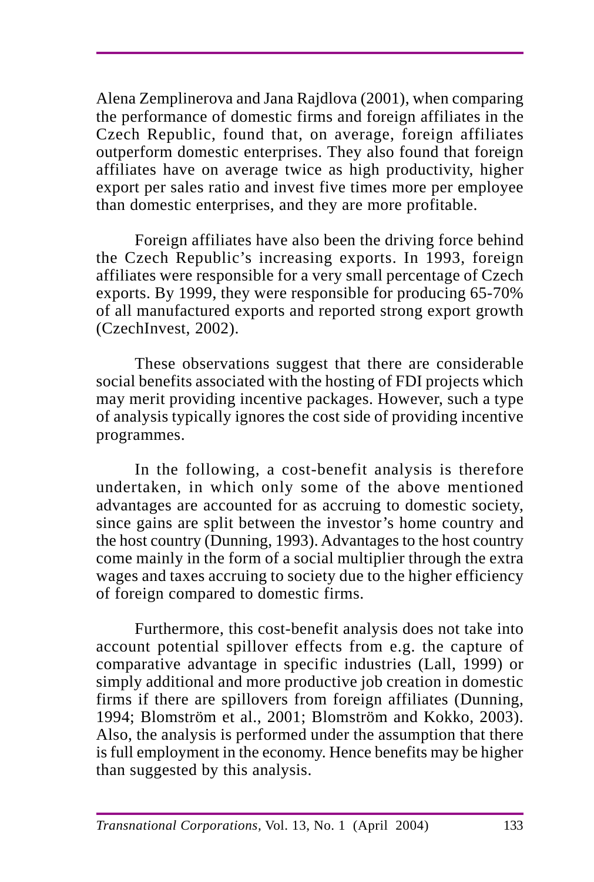Alena Zemplinerova and Jana Rajdlova (2001), when comparing the performance of domestic firms and foreign affiliates in the Czech Republic, found that, on average, foreign affiliates outperform domestic enterprises. They also found that foreign affiliates have on average twice as high productivity, higher export per sales ratio and invest five times more per employee than domestic enterprises, and they are more profitable.

Foreign affiliates have also been the driving force behind the Czech Republic's increasing exports. In 1993, foreign affiliates were responsible for a very small percentage of Czech exports. By 1999, they were responsible for producing 65-70% of all manufactured exports and reported strong export growth (CzechInvest, 2002).

These observations suggest that there are considerable social benefits associated with the hosting of FDI projects which may merit providing incentive packages. However, such a type of analysis typically ignores the cost side of providing incentive programmes.

In the following, a cost-benefit analysis is therefore undertaken, in which only some of the above mentioned advantages are accounted for as accruing to domestic society, since gains are split between the investor's home country and the host country (Dunning, 1993). Advantages to the host country come mainly in the form of a social multiplier through the extra wages and taxes accruing to society due to the higher efficiency of foreign compared to domestic firms.

Furthermore, this cost-benefit analysis does not take into account potential spillover effects from e.g. the capture of comparative advantage in specific industries (Lall, 1999) or simply additional and more productive job creation in domestic firms if there are spillovers from foreign affiliates (Dunning, 1994; Blomström et al., 2001; Blomström and Kokko, 2003). Also, the analysis is performed under the assumption that there is full employment in the economy. Hence benefits may be higher than suggested by this analysis.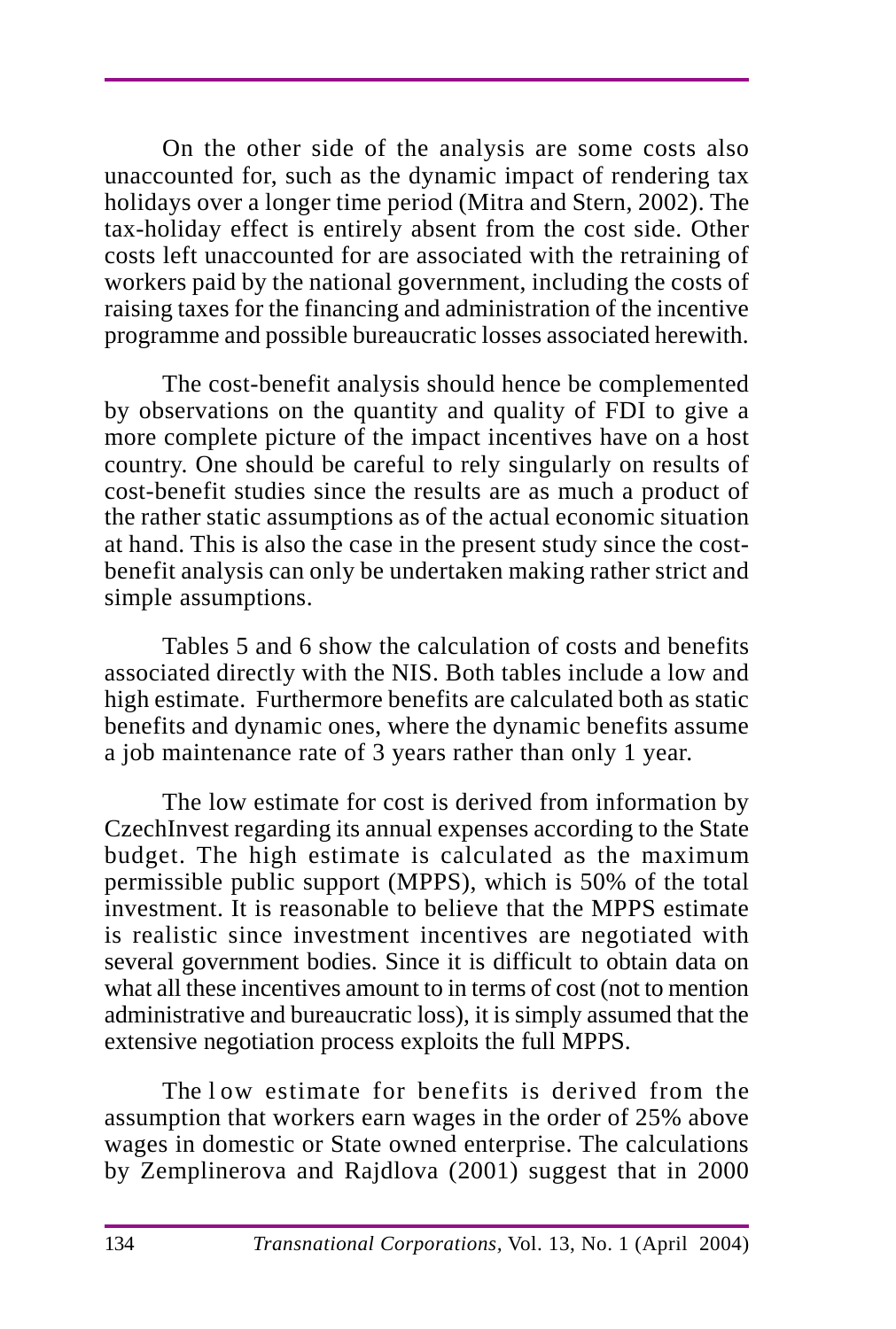On the other side of the analysis are some costs also unaccounted for, such as the dynamic impact of rendering tax holidays over a longer time period (Mitra and Stern, 2002). The tax-holiday effect is entirely absent from the cost side. Other costs left unaccounted for are associated with the retraining of workers paid by the national government, including the costs of raising taxes for the financing and administration of the incentive programme and possible bureaucratic losses associated herewith.

The cost-benefit analysis should hence be complemented by observations on the quantity and quality of FDI to give a more complete picture of the impact incentives have on a host country. One should be careful to rely singularly on results of cost-benefit studies since the results are as much a product of the rather static assumptions as of the actual economic situation at hand. This is also the case in the present study since the cost-benefit analysis can only be undertaken making rather strict and simple assumptions.

Tables 5 and 6 show the calculation of costs and benefits associated directly with the NIS. Both tables include a low and high estimate. Furthermore benefits are calculated both as static benefits and dynamic ones, where the dynamic benefits assume a job maintenance rate of 3 years rather than only 1 year.

The low estimate for cost is derived from information by CzechInvest regarding its annual expenses according to the State budget. The high estimate is calculated as the maximum permissible public support (MPPS), which is 50% of the total investment. It is reasonable to believe that the MPPS estimate is realistic since investment incentives are negotiated with several government bodies. Since it is difficult to obtain data on what all these incentives amount to in terms of cost (not to mention administrative and bureaucratic loss), it is simply assumed that the extensive negotiation process exploits the full MPPS.

The low estimate for benefits is derived from the assumption that workers earn wages in the order of 25% above wages in domestic or State owned enterprise. The calculations by Zemplinerova and Rajdlova (2001) suggest that in 2000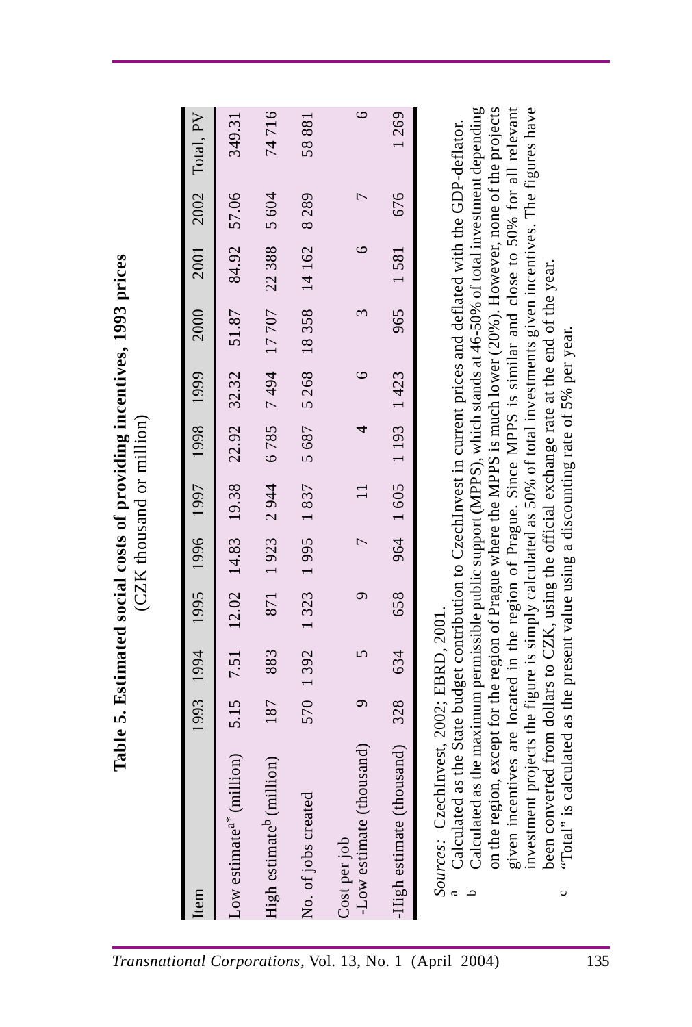**Table 5. Estimated social costs of providing incentives, 1993 prices**
(CZK thousand or million)

| Item | 1993 | 1994 | 1995 | 1996 | 1997 | 1998 | 1999 | 2000 | 2001 | 2002 | Total, PV |
|---|---|---|---|---|---|---|---|---|---|---|---|
| Low estimate[a*] (million) | 5.15 | 7.51 | 12.02 | 14.83 | 19.38 | 22.92 | 32.32 | 51.87 | 84.92 | 57.06 | 349.31 |
| High estimate[b] (million) | 187 | 883 | 871 | 1 923 | 2 944 | 6 785 | 7 494 | 17 707 | 22 388 | 5 604 | 74 716 |
| No. of jobs created | 570 | 1 392 | 1 323 | 1 995 | 1 837 | 5 687 | 5 268 | 18 358 | 14 162 | 8 289 | 58 881 |
| Cost per job -Low estimate (thousand) | 9 | 5 | 9 | 7 | 11 | 4 | 6 | 3 | 6 | 7 | 6 |
| -High estimate (thousand) | 328 | 634 | 658 | 964 | 1 605 | 1 193 | 1 423 | 965 | 1 581 | 676 | 1 269 |

*Sources*: CzechInvest, 2002; EBRD, 2001.

[a] Calculated as the State budget contribution to CzechInvest in current prices and deflated with the GDP-deflator.

[b] Calculated as the maximum permissible public support (MPPS), which stands at 46-50% of total investment depending on the region, except for the region of Prague where the MPPS is much lower (20%). However, none of the projects given incentives are located in the region of Prague. Since MPPS is similar and close to 50% for all relevant investment projects the figure is simply calculated as 50% of total investments given investment incentives. The figures have been converted from dollars to CZK, using the official exchange rate at the end of the year.

[c] "Total" is calculated as the present value using a discounting rate of 5% per year.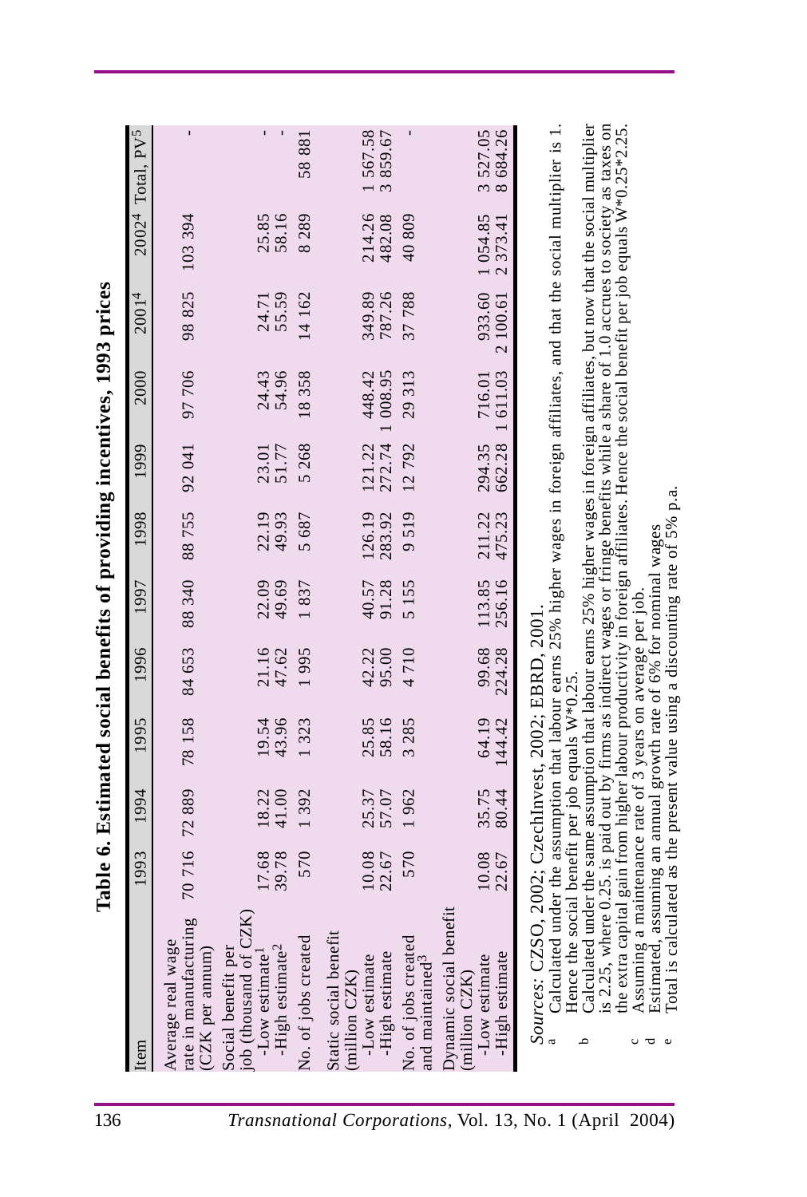**Table 6. Estimated social benefits of providing incentives, 1993 prices**

| Item | 1993 | 1994 | 1995 | 1996 | 1997 | 1998 | 1999 | 2000 | 2001[4] | 2002[4] | Total, PV[5] |
|---|---|---|---|---|---|---|---|---|---|---|---|
| Average real wage rate in manufacturing (CZK per annum) | 70 716 | 72 889 | 78 158 | 84 653 | 88 340 | 88 755 | 92 041 | 97 706 | 98 825 | 103 394 | - |
| Social benefit per job (thousand of CZK) | | | | | | | | | | | |
| -Low estimate[1] | 17.68 | 18.22 | 19.54 | 21.16 | 22.09 | 22.19 | 23.01 | 24.43 | 24.71 | 25.85 | - |
| -High estimate[2] | 39.78 | 41.00 | 43.96 | 47.62 | 49.69 | 49.93 | 51.77 | 54.96 | 55.59 | 58.16 | - |
| No. of jobs created | 570 | 1 392 | 1 323 | 1 995 | 1 837 | 5 687 | 5 268 | 18 358 | 14 162 | 8 289 | 58 881 |
| Static social benefit (million CZK) | | | | | | | | | | | |
| -Low estimate | 10.08 | 25.37 | 25.85 | 42.22 | 40.57 | 126.19 | 121.22 | 448.42 | 349.89 | 214.26 | 1 567.58 |
| -High estimate | 22.67 | 57.07 | 58.16 | 95.00 | 91.28 | 283.92 | 272.74 | 1 008.95 | 787.26 | 482.08 | 3 859.67 |
| No. of jobs created and maintained[3] | 570 | 1 962 | 3 285 | 4 710 | 5 155 | 9 519 | 12 792 | 29 313 | 37 788 | 40 809 | - |
| Dynamic social benefit (million CZK) | | | | | | | | | | | |
| -Low estimate | 10.08 | 35.75 | 64.19 | 99.68 | 113.85 | 211.22 | 294.35 | 716.01 | 933.60 | 1 054.85 | 3 527.05 |
| -High estimate | 22.67 | 80.44 | 144.42 | 224.28 | 256.16 | 475.23 | 662.28 | 1 611.03 | 2 100.61 | 2 373.41 | 8 684.26 |

*Sources*: CZSO, 2002; CzechInvest, 2002; EBRD, 2001.

[a] Calculated under the assumption that labour earns 25% higher wages in foreign affiliates, and that the social multiplier is 1. Hence the social benefit per job equals W*0.25.

[b] Calculated under the same assumption that labour earns 25% higher wages in foreign affiliates, but now that the social multiplier is 2.25, where 0.25. is paid out by firms as indirect wages or fringe benefits while a share of 1.0 accrues to society as taxes on the extra capital gain from higher labour productivity in foreign affiliates. Hence the social benefit per job equals W*0.25*2.25.

[c] Assuming a maintenance rate of 3 years on average per job.

[d] Estimated, assuming an annual growth rate of 6% for nominal wages

[e] Total is calculated as the present value using a discounting rate of 5% p.a.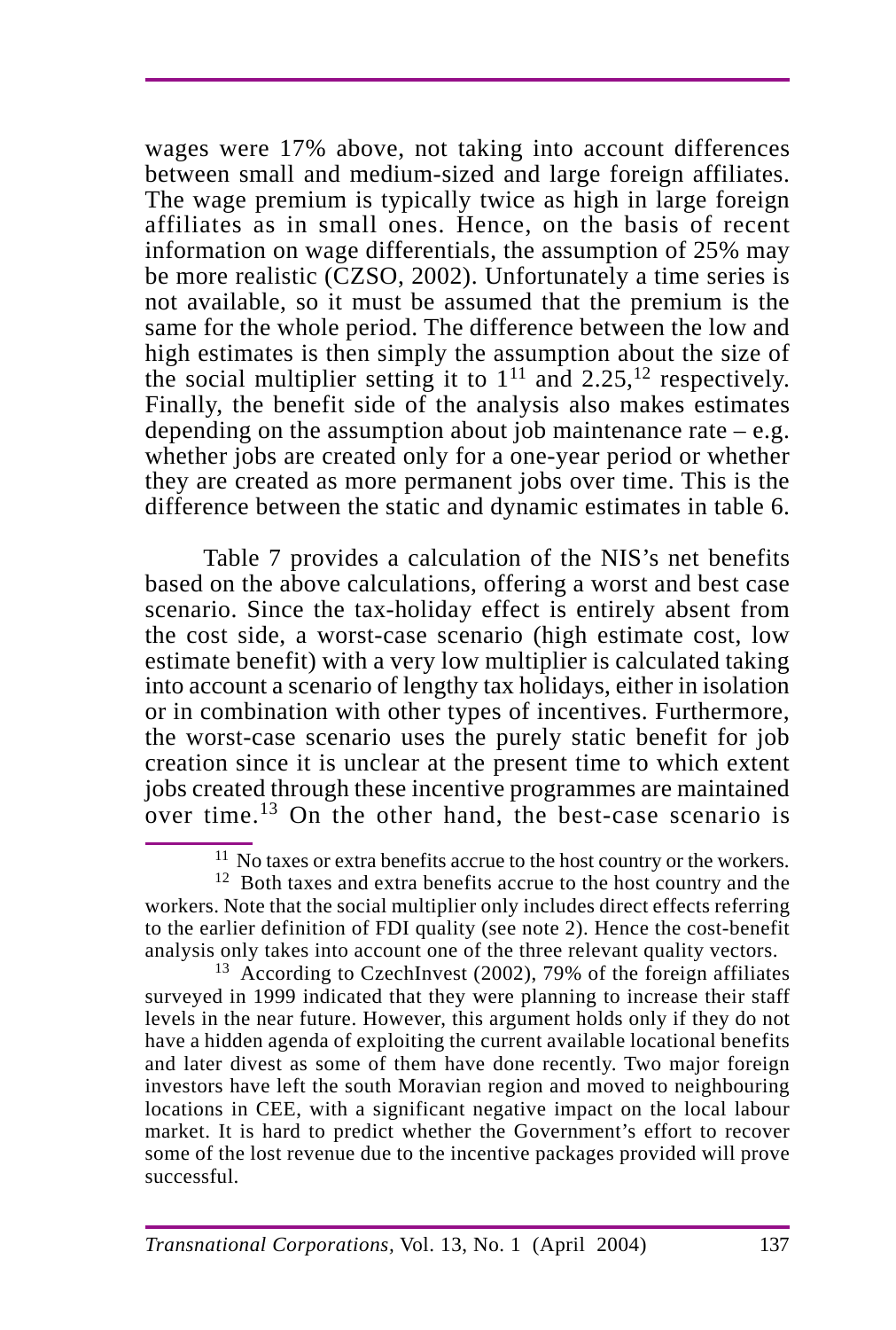wages were 17% above, not taking into account differences between small and medium-sized and large foreign affiliates. The wage premium is typically twice as high in large foreign affiliates as in small ones. Hence, on the basis of recent information on wage differentials, the assumption of 25% may be more realistic (CZSO, 2002). Unfortunately a time series is not available, so it must be assumed that the premium is the same for the whole period. The difference between the low and high estimates is then simply the assumption about the size of the social multiplier setting it to 1[11] and 2.25,[12] respectively. Finally, the benefit side of the analysis also makes estimates depending on the assumption about job maintenance rate – e.g. whether jobs are created only for a one-year period or whether they are created as more permanent jobs over time. This is the difference between the static and dynamic estimates in table 6.

Table 7 provides a calculation of the NIS's net benefits based on the above calculations, offering a worst and best case scenario. Since the tax-holiday effect is entirely absent from the cost side, a worst-case scenario (high estimate cost, low estimate benefit) with a very low multiplier is calculated taking into account a scenario of lengthy tax holidays, either in isolation or in combination with other types of incentives. Furthermore, the worst-case scenario uses the purely static benefit for job creation since it is unclear at the present time to which extent jobs created through these incentive programmes are maintained over time.[13] On the other hand, the best-case scenario is

---

[11] No taxes or extra benefits accrue to the host country or the workers.

[12] Both taxes and extra benefits accrue to the host country and the workers. Note that the social multiplier only includes direct effects referring to the earlier definition of FDI quality (see note 2). Hence the cost-benefit analysis only takes into account one of the three relevant quality vectors.

[13] According to CzechInvest (2002), 79% of the foreign affiliates surveyed in 1999 indicated that they were planning to increase their staff levels in the near future. However, this argument holds only if they do not have a hidden agenda of exploiting the current available locational benefits and later divest as some of them have done recently. Two major foreign investors have left the south Moravian region and moved to neighbouring locations in CEE, with a significant negative impact on the local labour market. It is hard to predict whether the Government's effort to recover some of the lost revenue due to the incentive packages provided will prove successful.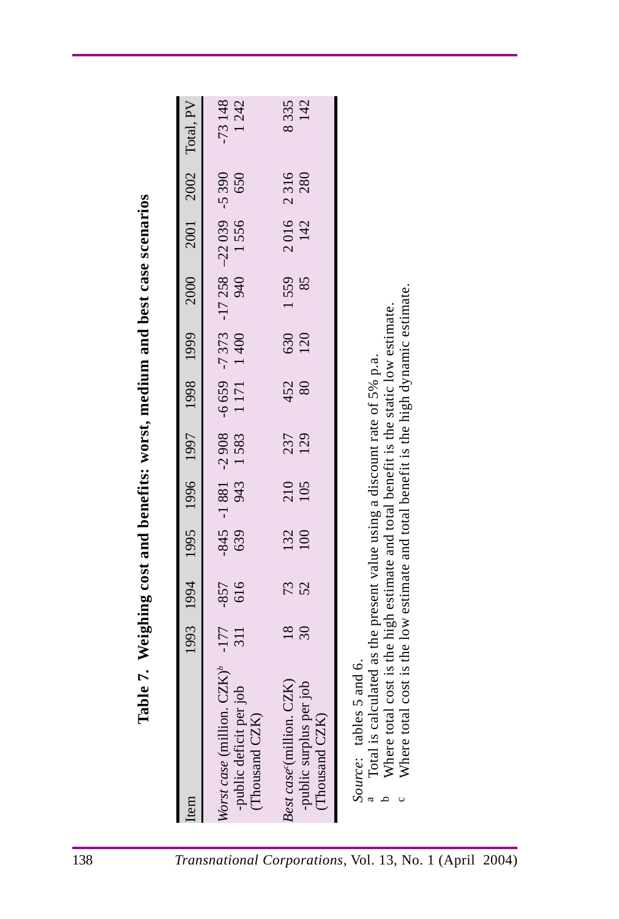**Table 7. Weighing cost and benefits: worst, medium and best case scenarios**

| Item | 1993 | 1994 | 1995 | 1996 | 1997 | 1998 | 1999 | 2000 | 2001 | 2002 | Total, PV |
|---|---|---|---|---|---|---|---|---|---|---|---|
| *Worst case* (million. CZK)[b] | -177 | -857 | -845 | -1 881 | -2 908 | -6 659 | -7 373 | -17 258 | –22 039 | -5 390 | -73 148 |
| -public deficit per job (Thousand CZK) | 311 | 616 | 639 | 943 | 1 583 | 1 171 | 1 400 | 940 | 1 556 | 650 | 1 242 |
| *Best case*[c](million. CZK) | 18 | 73 | 132 | 210 | 237 | 452 | 630 | 1 559 | 2 016 | 2 316 | 8 335 |
| -public surplus per job (Thousand CZK) | 30 | 52 | 100 | 105 | 129 | 80 | 120 | 85 | 142 | 280 | 142 |

*Source*: tables 5 and 6.

[a] Total is calculated as the present value using a discount rate of 5% p.a.

[b] Where total cost is the high estimate and total benefit is the static low estimate.

[c] Where total cost is the low estimate and total benefit is the high dynamic estimate.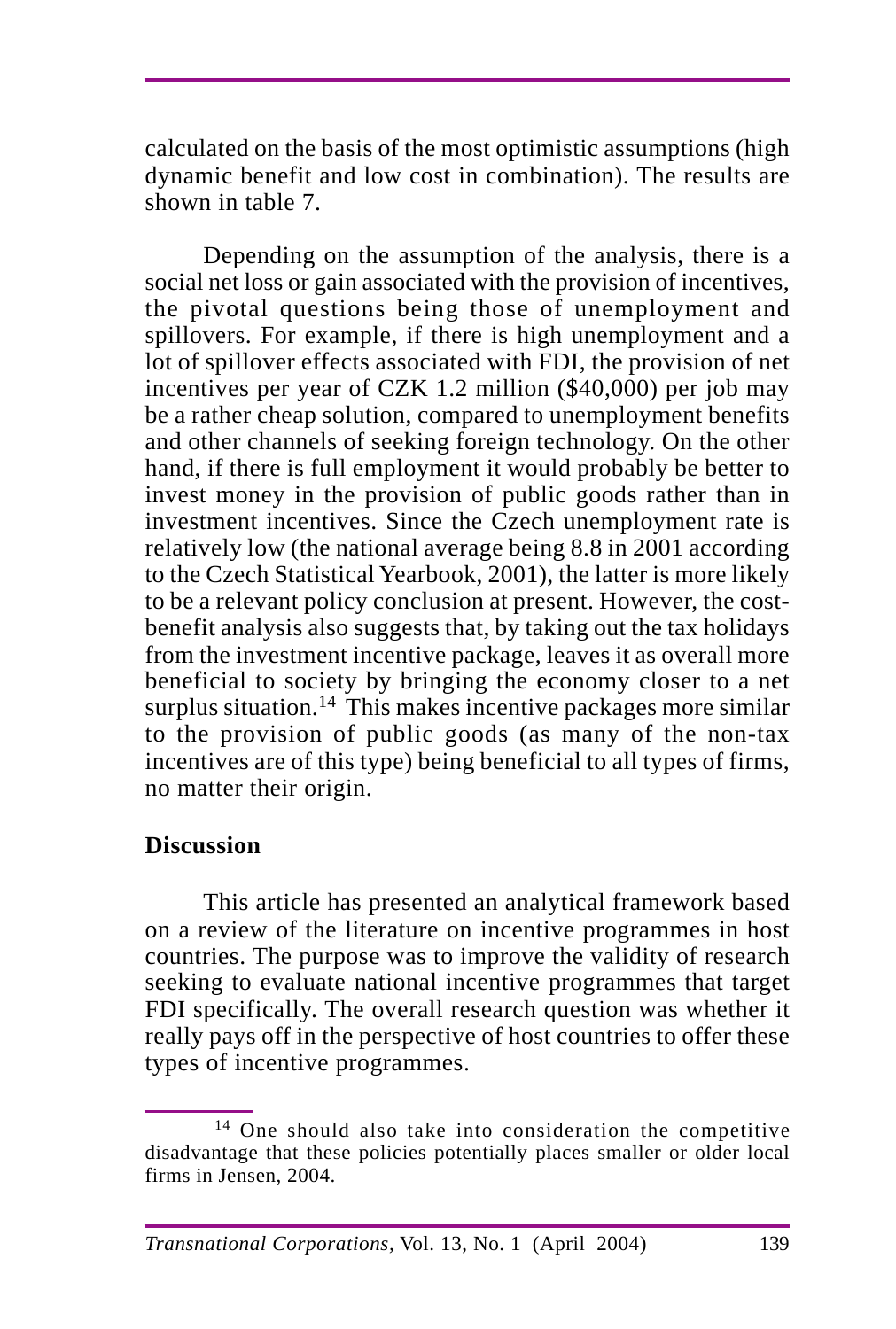calculated on the basis of the most optimistic assumptions (high dynamic benefit and low cost in combination). The results are shown in table 7.

Depending on the assumption of the analysis, there is a social net loss or gain associated with the provision of incentives, the pivotal questions being those of unemployment and spillovers. For example, if there is high unemployment and a lot of spillover effects associated with FDI, the provision of net incentives per year of CZK 1.2 million ($40,000) per job may be a rather cheap solution, compared to unemployment benefits and other channels of seeking foreign technology. On the other hand, if there is full employment it would probably be better to invest money in the provision of public goods rather than in investment incentives. Since the Czech unemployment rate is relatively low (the national average being 8.8 in 2001 according to the Czech Statistical Yearbook, 2001), the latter is more likely to be a relevant policy conclusion at present. However, the cost-benefit analysis also suggests that, by taking out the tax holidays from the investment incentive package, leaves it as overall more beneficial to society by bringing the economy closer to a net surplus situation.[14] This makes incentive packages more similar to the provision of public goods (as many of the non-tax incentives are of this type) being beneficial to all types of firms, no matter their origin.

## Discussion

This article has presented an analytical framework based on a review of the literature on incentive programmes in host countries. The purpose was to improve the validity of research seeking to evaluate national incentive programmes that target FDI specifically. The overall research question was whether it really pays off in the perspective of host countries to offer these types of incentive programmes.

[14] One should also take into consideration the competitive disadvantage that these policies potentially places smaller or older local firms in Jensen, 2004.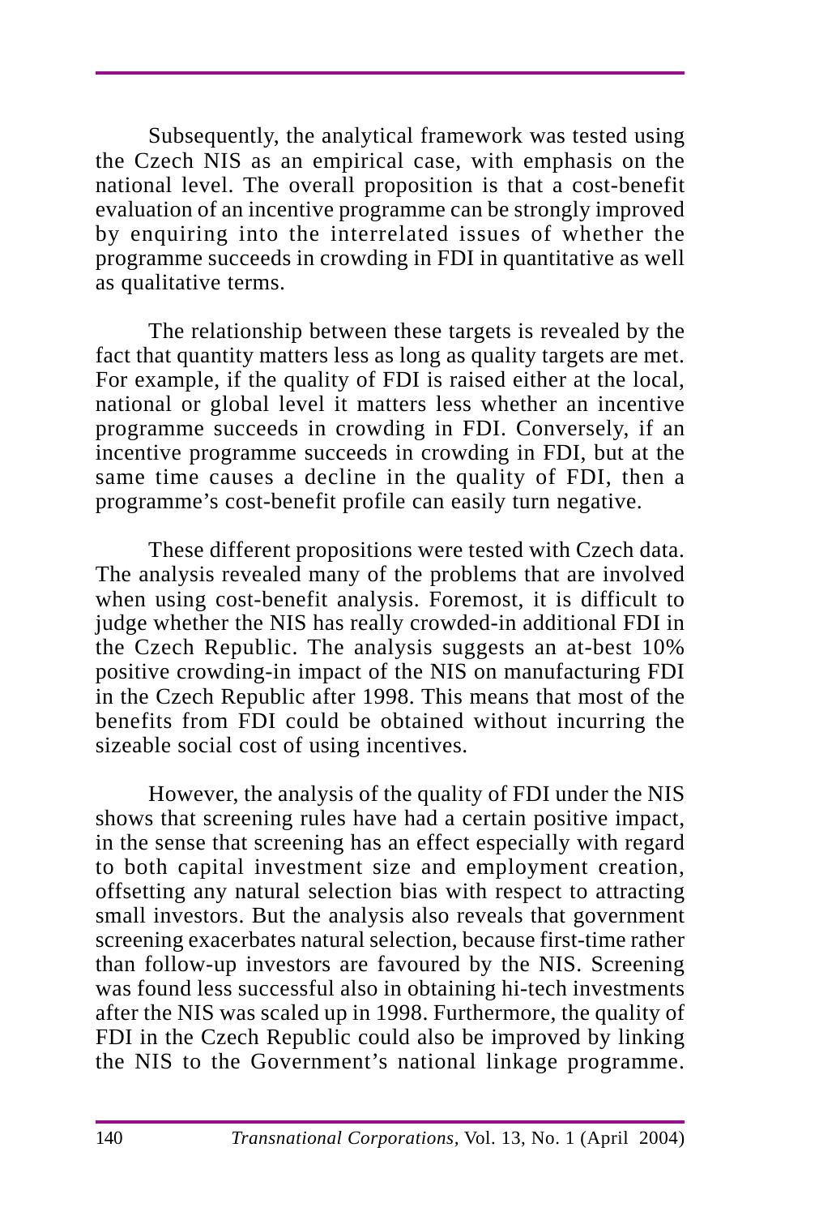Subsequently, the analytical framework was tested using the Czech NIS as an empirical case, with emphasis on the national level. The overall proposition is that a cost-benefit evaluation of an incentive programme can be strongly improved by enquiring into the interrelated issues of whether the programme succeeds in crowding in FDI in quantitative as well as qualitative terms.

The relationship between these targets is revealed by the fact that quantity matters less as long as quality targets are met. For example, if the quality of FDI is raised either at the local, national or global level it matters less whether an incentive programme succeeds in crowding in FDI. Conversely, if an incentive programme succeeds in crowding in FDI, but at the same time causes a decline in the quality of FDI, then a programme's cost-benefit profile can easily turn negative.

These different propositions were tested with Czech data. The analysis revealed many of the problems that are involved when using cost-benefit analysis. Foremost, it is difficult to judge whether the NIS has really crowded-in additional FDI in the Czech Republic. The analysis suggests an at-best 10% positive crowding-in impact of the NIS on manufacturing FDI in the Czech Republic after 1998. This means that most of the benefits from FDI could be obtained without incurring the sizeable social cost of using incentives.

However, the analysis of the quality of FDI under the NIS shows that screening rules have had a certain positive impact, in the sense that screening has an effect especially with regard to both capital investment size and employment creation, offsetting any natural selection bias with respect to attracting small investors. But the analysis also reveals that government screening exacerbates natural selection, because first-time rather than follow-up investors are favoured by the NIS. Screening was found less successful also in obtaining hi-tech investments after the NIS was scaled up in 1998. Furthermore, the quality of FDI in the Czech Republic could also be improved by linking the NIS to the Government's national linkage programme.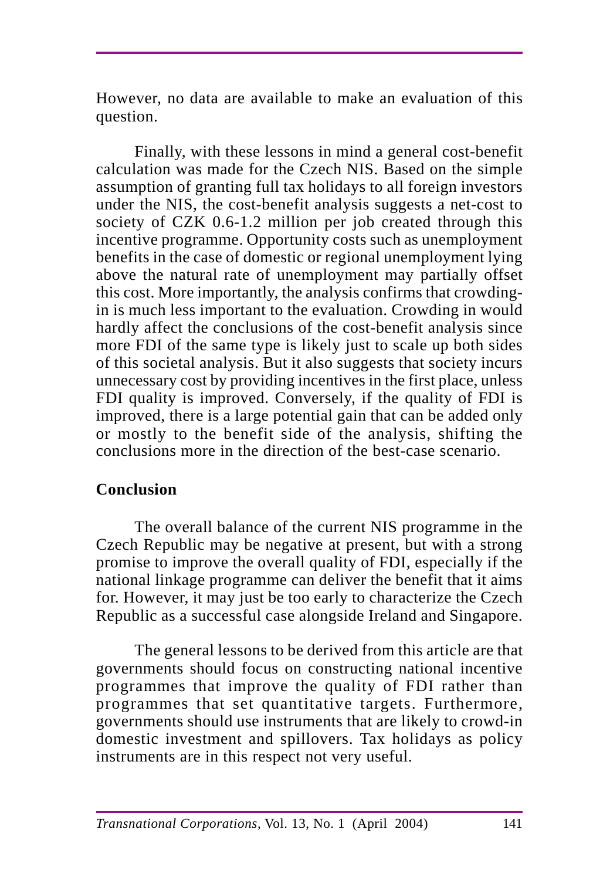However, no data are available to make an evaluation of this question.

Finally, with these lessons in mind a general cost-benefit calculation was made for the Czech NIS. Based on the simple assumption of granting full tax holidays to all foreign investors under the NIS, the cost-benefit analysis suggests a net-cost to society of CZK 0.6-1.2 million per job created through this incentive programme. Opportunity costs such as unemployment benefits in the case of domestic or regional unemployment lying above the natural rate of unemployment may partially offset this cost. More importantly, the analysis confirms that crowding-in is much less important to the evaluation. Crowding in would hardly affect the conclusions of the cost-benefit analysis since more FDI of the same type is likely just to scale up both sides of this societal analysis. But it also suggests that society incurs unnecessary cost by providing incentives in the first place, unless FDI quality is improved. Conversely, if the quality of FDI is improved, there is a large potential gain that can be added only or mostly to the benefit side of the analysis, shifting the conclusions more in the direction of the best-case scenario.

## Conclusion

The overall balance of the current NIS programme in the Czech Republic may be negative at present, but with a strong promise to improve the overall quality of FDI, especially if the national linkage programme can deliver the benefit that it aims for. However, it may just be too early to characterize the Czech Republic as a successful case alongside Ireland and Singapore.

The general lessons to be derived from this article are that governments should focus on constructing national incentive programmes that improve the quality of FDI rather than programmes that set quantitative targets. Furthermore, governments should use instruments that are likely to crowd-in domestic investment and spillovers. Tax holidays as policy instruments are in this respect not very useful.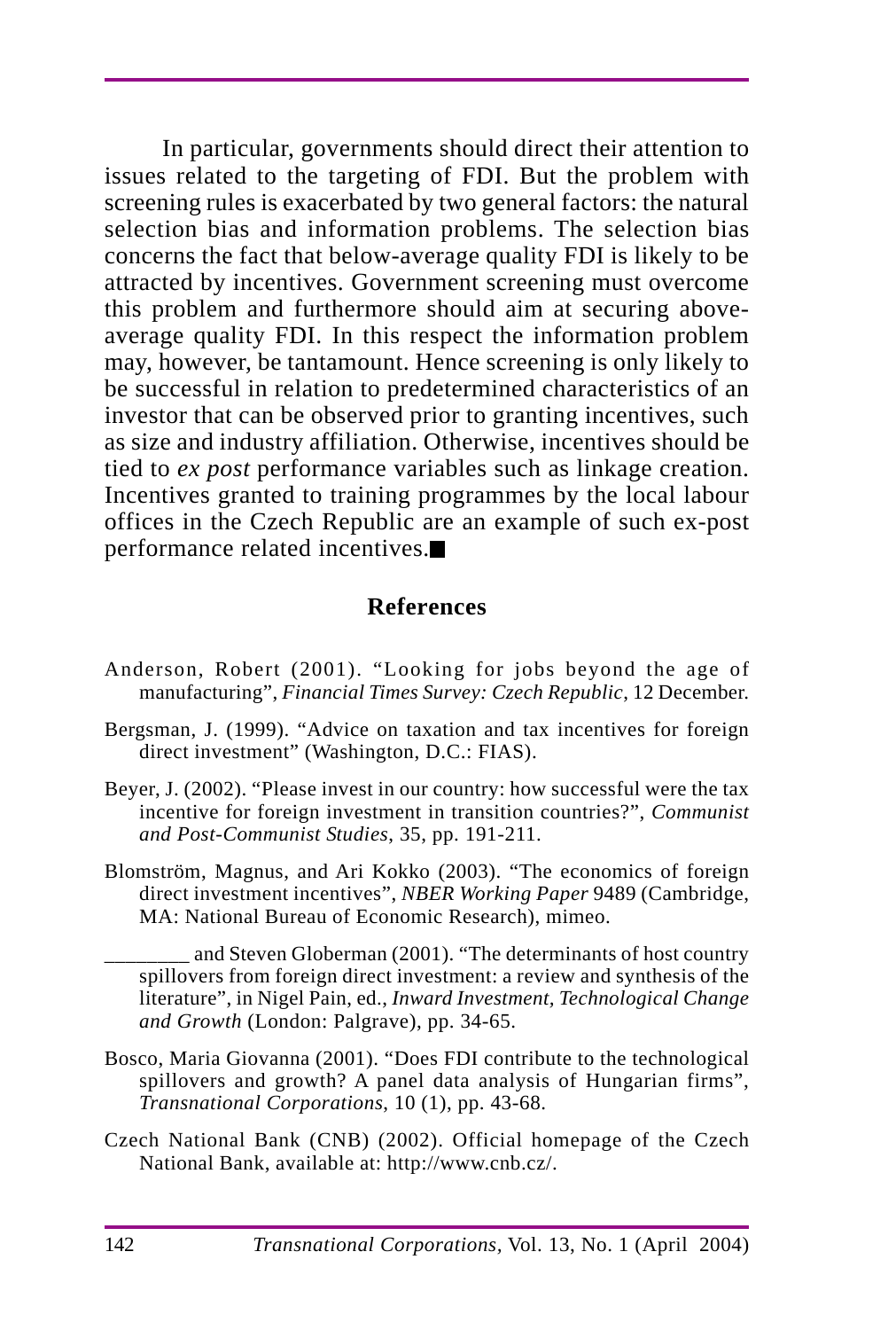In particular, governments should direct their attention to issues related to the targeting of FDI. But the problem with screening rules is exacerbated by two general factors: the natural selection bias and information problems. The selection bias concerns the fact that below-average quality FDI is likely to be attracted by incentives. Government screening must overcome this problem and furthermore should aim at securing above-average quality FDI. In this respect the information problem may, however, be tantamount. Hence screening is only likely to be successful in relation to predetermined characteristics of an investor that can be observed prior to granting incentives, such as size and industry affiliation. Otherwise, incentives should be tied to *ex post* performance variables such as linkage creation. Incentives granted to training programmes by the local labour offices in the Czech Republic are an example of such ex-post performance related incentives.■

## References

Anderson, Robert (2001). "Looking for jobs beyond the age of manufacturing", *Financial Times Survey: Czech Republic*, 12 December.

Bergsman, J. (1999). "Advice on taxation and tax incentives for foreign direct investment" (Washington, D.C.: FIAS).

Beyer, J. (2002). "Please invest in our country: how successful were the tax incentive for foreign investment in transition countries?", *Communist and Post-Communist Studies*, 35, pp. 191-211.

Blomström, Magnus, and Ari Kokko (2003). "The economics of foreign direct investment incentives", *NBER Working Paper* 9489 (Cambridge, MA: National Bureau of Economic Research), mimeo.

________ and Steven Globerman (2001). "The determinants of host country spillovers from foreign direct investment: a review and synthesis of the literature", in Nigel Pain, ed., *Inward Investment, Technological Change and Growth* (London: Palgrave), pp. 34-65.

Bosco, Maria Giovanna (2001). "Does FDI contribute to the technological spillovers and growth? A panel data analysis of Hungarian firms", *Transnational Corporations*, 10 (1), pp. 43-68.

Czech National Bank (CNB) (2002). Official homepage of the Czech National Bank, available at: http://www.cnb.cz/.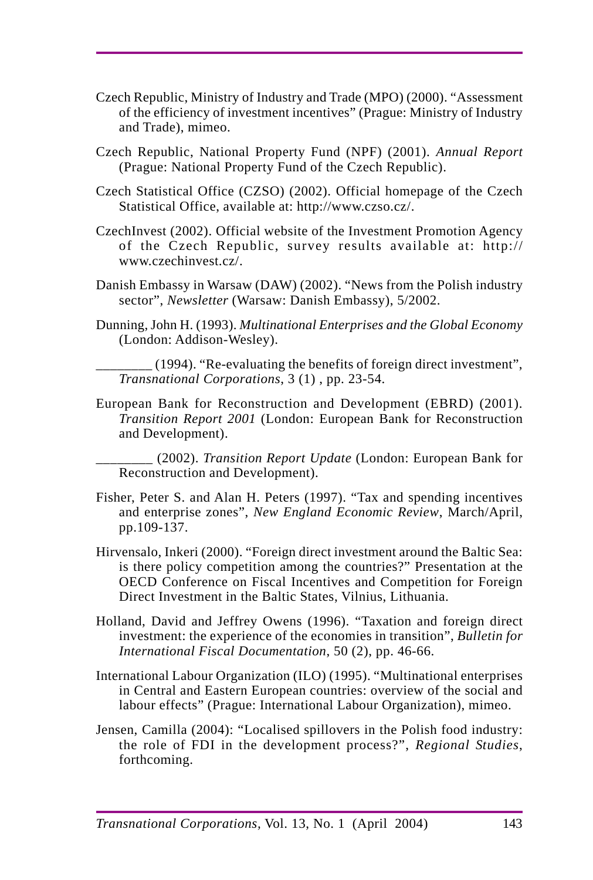Czech Republic, Ministry of Industry and Trade (MPO) (2000). "Assessment of the efficiency of investment incentives" (Prague: Ministry of Industry and Trade), mimeo.

Czech Republic, National Property Fund (NPF) (2001). *Annual Report* (Prague: National Property Fund of the Czech Republic).

Czech Statistical Office (CZSO) (2002). Official homepage of the Czech Statistical Office, available at: http://www.czso.cz/.

CzechInvest (2002). Official website of the Investment Promotion Agency of the Czech Republic, survey results available at: http://www.czechinvest.cz/.

Danish Embassy in Warsaw (DAW) (2002). "News from the Polish industry sector", *Newsletter* (Warsaw: Danish Embassy), 5/2002.

Dunning, John H. (1993). *Multinational Enterprises and the Global Economy* (London: Addison-Wesley).

________ (1994). "Re-evaluating the benefits of foreign direct investment", *Transnational Corporations*, 3 (1) , pp. 23-54.

European Bank for Reconstruction and Development (EBRD) (2001). *Transition Report 2001* (London: European Bank for Reconstruction and Development).

________ (2002). *Transition Report Update* (London: European Bank for Reconstruction and Development).

Fisher, Peter S. and Alan H. Peters (1997). "Tax and spending incentives and enterprise zones", *New England Economic Review*, March/April, pp.109-137.

Hirvensalo, Inkeri (2000). "Foreign direct investment around the Baltic Sea: is there policy competition among the countries?" Presentation at the OECD Conference on Fiscal Incentives and Competition for Foreign Direct Investment in the Baltic States, Vilnius, Lithuania.

Holland, David and Jeffrey Owens (1996). "Taxation and foreign direct investment: the experience of the economies in transition", *Bulletin for International Fiscal Documentation*, 50 (2), pp. 46-66.

International Labour Organization (ILO) (1995). "Multinational enterprises in Central and Eastern European countries: overview of the social and labour effects" (Prague: International Labour Organization), mimeo.

Jensen, Camilla (2004): "Localised spillovers in the Polish food industry: the role of FDI in the development process?", *Regional Studies*, forthcoming.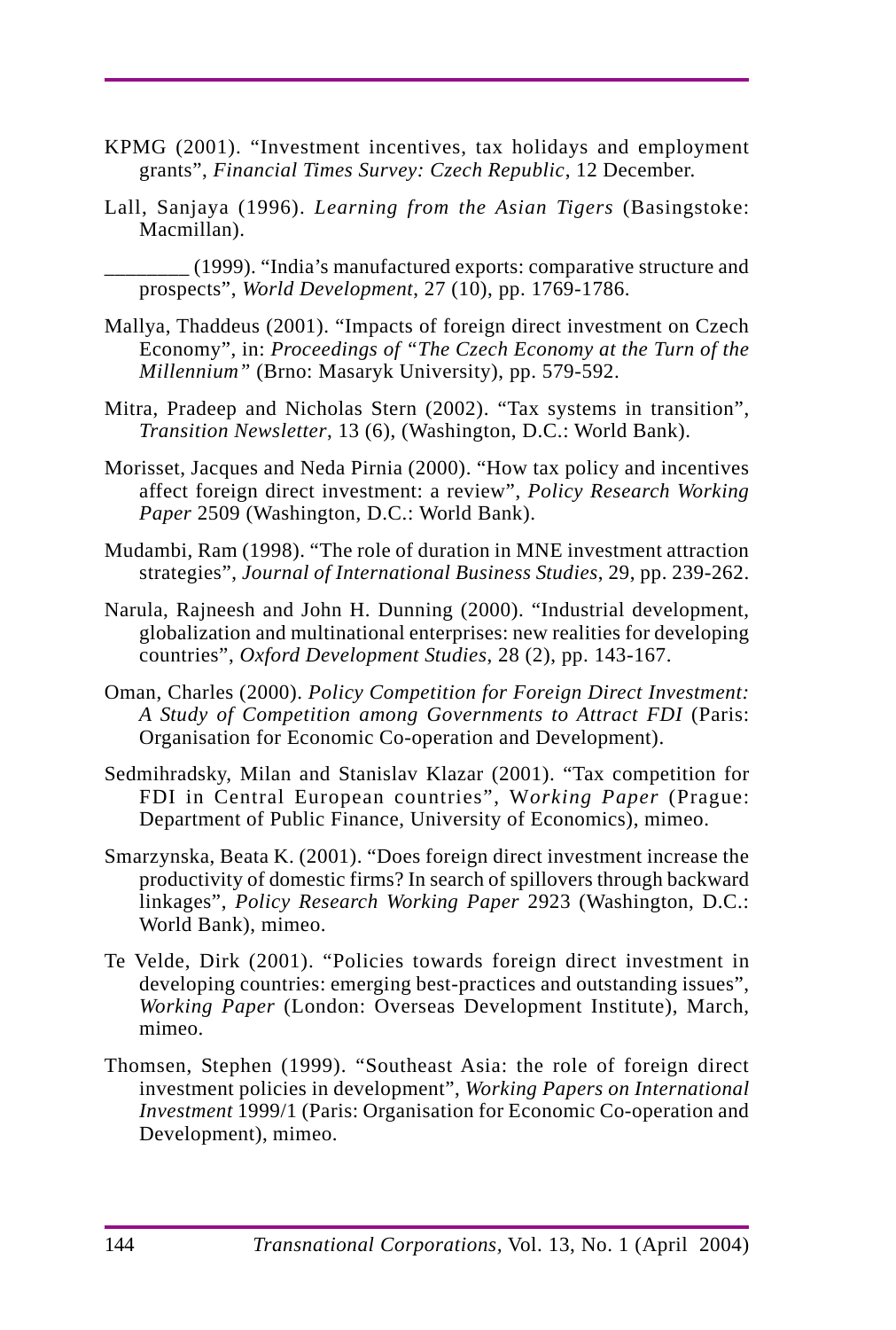KPMG (2001). "Investment incentives, tax holidays and employment grants", *Financial Times Survey: Czech Republic*, 12 December.

Lall, Sanjaya (1996). *Learning from the Asian Tigers* (Basingstoke: Macmillan).

________ (1999). "India's manufactured exports: comparative structure and prospects", *World Development*, 27 (10), pp. 1769-1786.

Mallya, Thaddeus (2001). "Impacts of foreign direct investment on Czech Economy", in: *Proceedings of "The Czech Economy at the Turn of the Millennium"* (Brno: Masaryk University), pp. 579-592.

Mitra, Pradeep and Nicholas Stern (2002). "Tax systems in transition", *Transition Newsletter*, 13 (6), (Washington, D.C.: World Bank).

Morisset, Jacques and Neda Pirnia (2000). "How tax policy and incentives affect foreign direct investment: a review", *Policy Research Working Paper* 2509 (Washington, D.C.: World Bank).

Mudambi, Ram (1998). "The role of duration in MNE investment attraction strategies", *Journal of International Business Studies*, 29, pp. 239-262.

Narula, Rajneesh and John H. Dunning (2000). "Industrial development, globalization and multinational enterprises: new realities for developing countries", *Oxford Development Studies*, 28 (2), pp. 143-167.

Oman, Charles (2000). *Policy Competition for Foreign Direct Investment: A Study of Competition among Governments to Attract FDI* (Paris: Organisation for Economic Co-operation and Development).

Sedmihradsky, Milan and Stanislav Klazar (2001). "Tax competition for FDI in Central European countries", W*orking Paper* (Prague: Department of Public Finance, University of Economics), mimeo.

Smarzynska, Beata K. (2001). "Does foreign direct investment increase the productivity of domestic firms? In search of spillovers through backward linkages", *Policy Research Working Paper* 2923 (Washington, D.C.: World Bank), mimeo.

Te Velde, Dirk (2001). "Policies towards foreign direct investment in developing countries: emerging best-practices and outstanding issues", *Working Paper* (London: Overseas Development Institute), March, mimeo.

Thomsen, Stephen (1999). "Southeast Asia: the role of foreign direct investment policies in development", *Working Papers on International Investment* 1999/1 (Paris: Organisation for Economic Co-operation and Development), mimeo.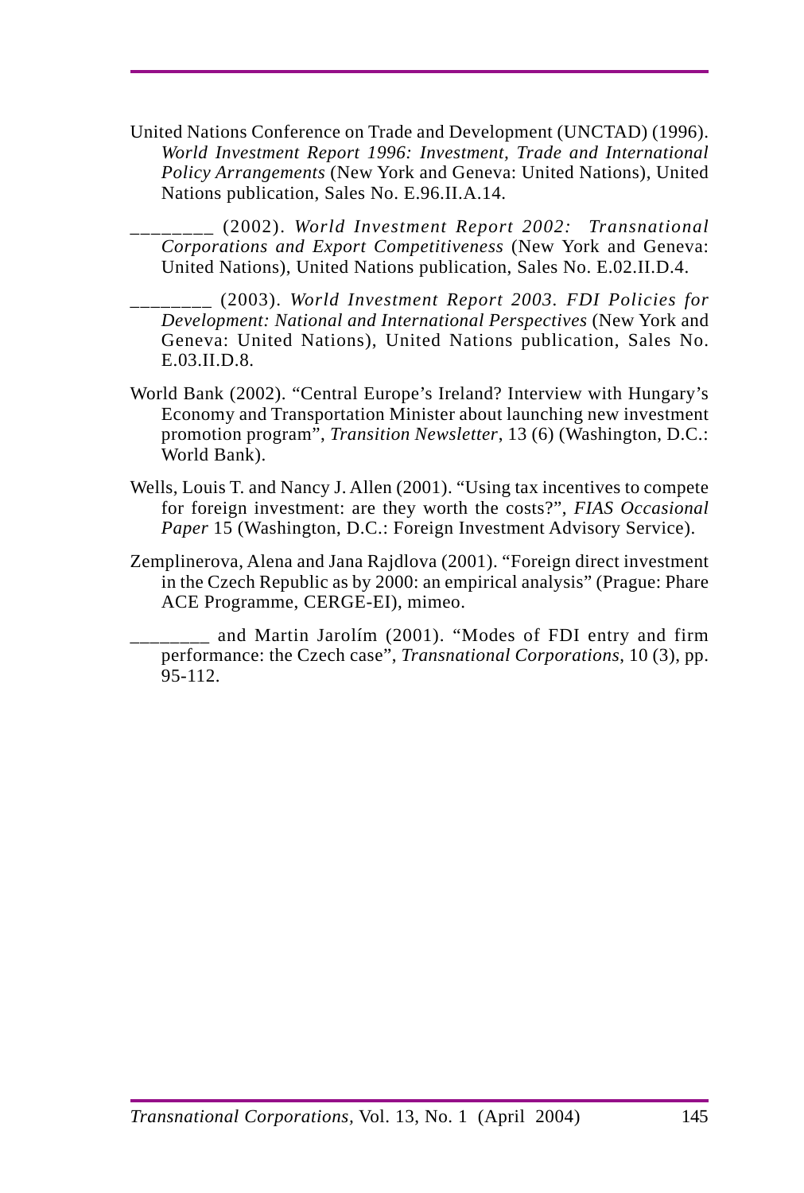United Nations Conference on Trade and Development (UNCTAD) (1996). *World Investment Report 1996: Investment, Trade and International Policy Arrangements* (New York and Geneva: United Nations), United Nations publication, Sales No. E.96.II.A.14.

________ (2002). *World Investment Report 2002: Transnational Corporations and Export Competitiveness* (New York and Geneva: United Nations), United Nations publication, Sales No. E.02.II.D.4.

________ (2003). *World Investment Report 2003. FDI Policies for Development: National and International Perspectives* (New York and Geneva: United Nations), United Nations publication, Sales No. E.03.II.D.8.

World Bank (2002). "Central Europe's Ireland? Interview with Hungary's Economy and Transportation Minister about launching new investment promotion program", *Transition Newsletter*, 13 (6) (Washington, D.C.: World Bank).

Wells, Louis T. and Nancy J. Allen (2001). "Using tax incentives to compete for foreign investment: are they worth the costs?", *FIAS Occasional Paper* 15 (Washington, D.C.: Foreign Investment Advisory Service).

Zemplinerova, Alena and Jana Rajdlova (2001). "Foreign direct investment in the Czech Republic as by 2000: an empirical analysis" (Prague: Phare ACE Programme, CERGE-EI), mimeo.

________ and Martin Jarolím (2001). "Modes of FDI entry and firm performance: the Czech case", *Transnational Corporations*, 10 (3), pp. 95-112.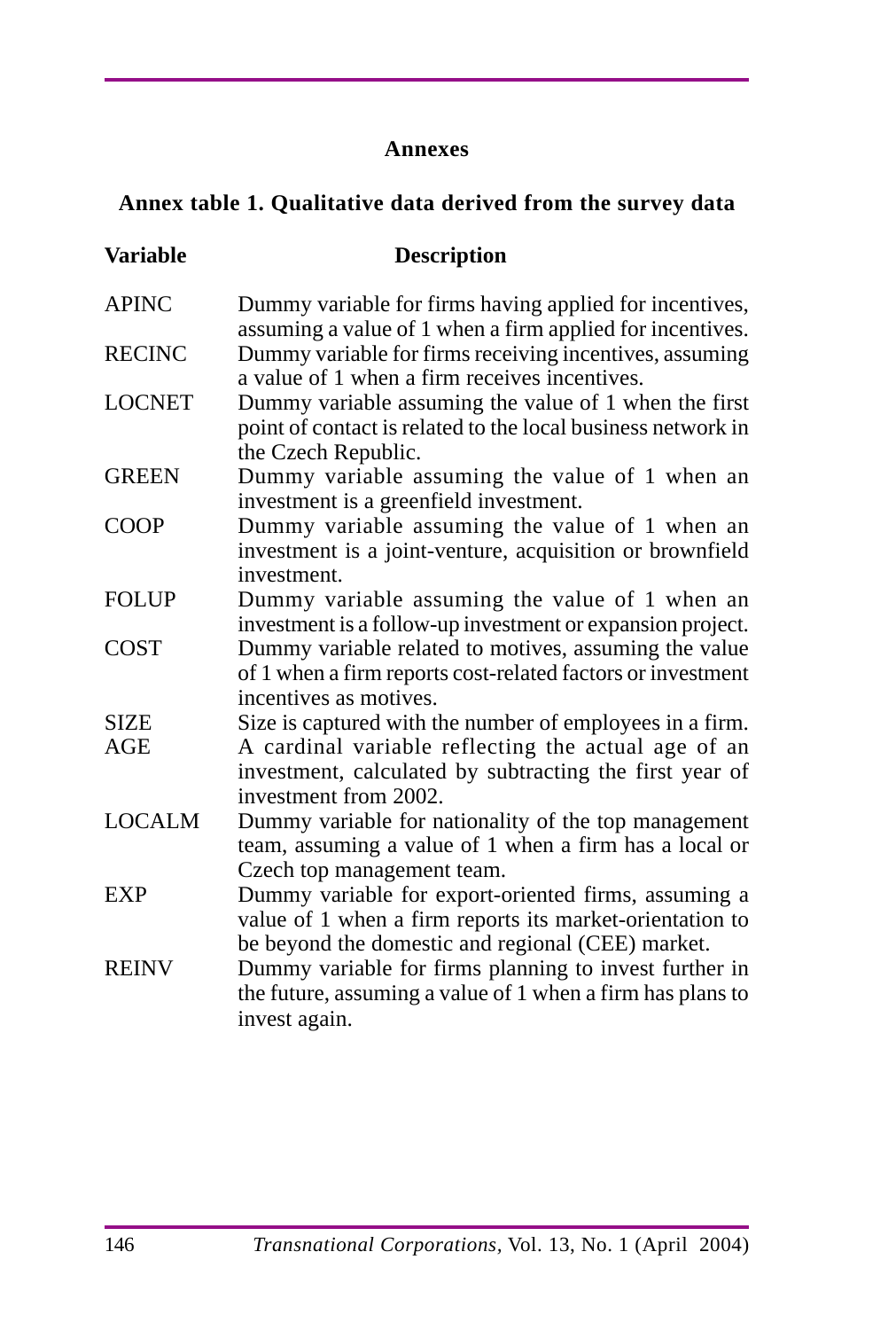## Annexes

### Annex table 1. Qualitative data derived from the survey data

| Variable | Description |
| --- | --- |
| APINC | Dummy variable for firms having applied for incentives, assuming a value of 1 when a firm applied for incentives. |
| RECINC | Dummy variable for firms receiving incentives, assuming a value of 1 when a firm receives incentives. |
| LOCNET | Dummy variable assuming the value of 1 when the first point of contact is related to the local business network in the Czech Republic. |
| GREEN | Dummy variable assuming the value of 1 when an investment is a greenfield investment. |
| COOP | Dummy variable assuming the value of 1 when an investment is a joint-venture, acquisition or brownfield investment. |
| FOLUP | Dummy variable assuming the value of 1 when an investment is a follow-up investment or expansion project. |
| COST | Dummy variable related to motives, assuming the value of 1 when a firm reports cost-related factors or investment incentives as motives. |
| SIZE | Size is captured with the number of employees in a firm. |
| AGE | A cardinal variable reflecting the actual age of an investment, calculated by subtracting the first year of investment from 2002. |
| LOCALM | Dummy variable for nationality of the top management team, assuming a value of 1 when a firm has a local or Czech top management team. |
| EXP | Dummy variable for export-oriented firms, assuming a value of 1 when a firm reports its market-orientation to be beyond the domestic and regional (CEE) market. |
| REINV | Dummy variable for firms planning to invest further in the future, assuming a value of 1 when a firm has plans to invest again. |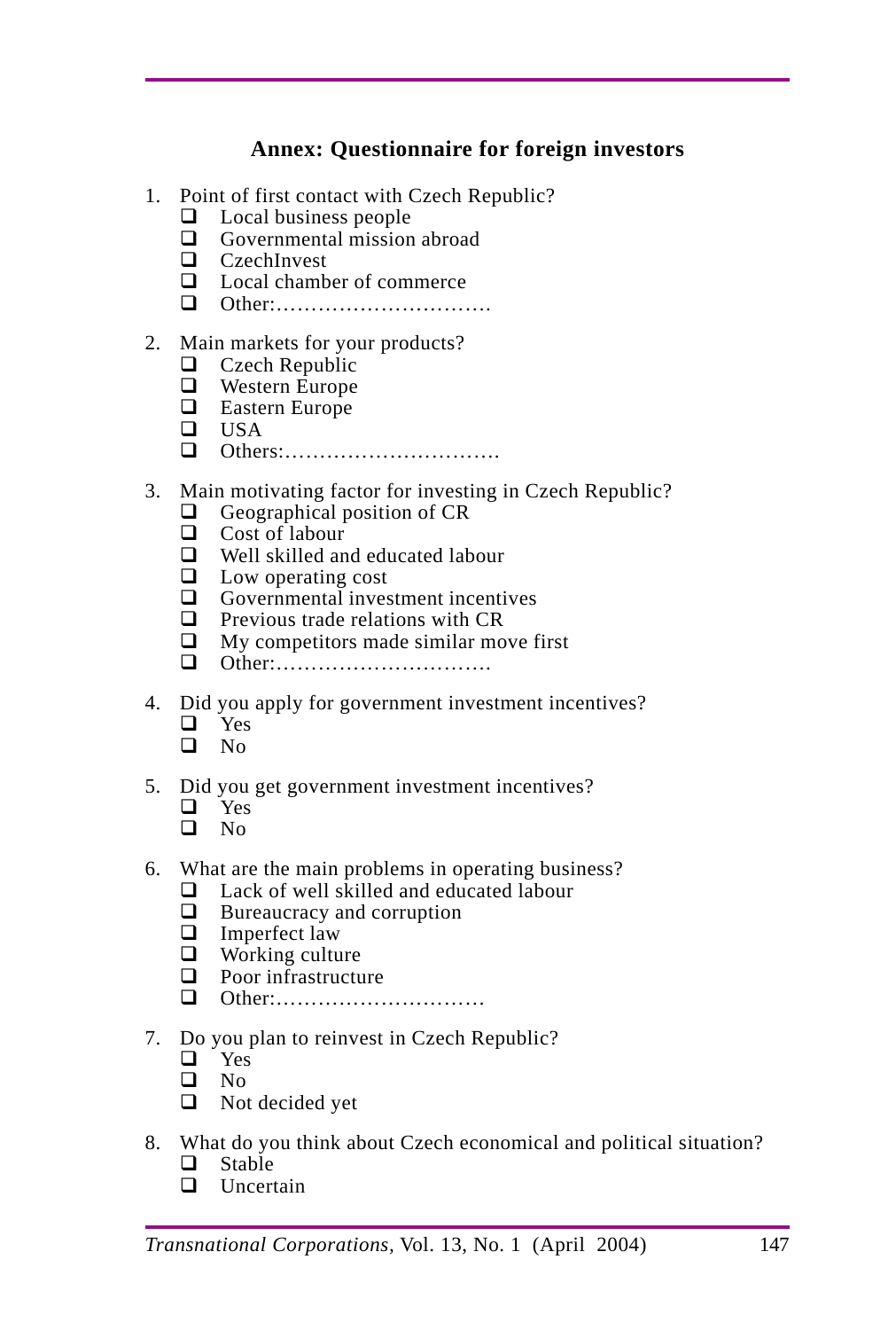## Annex: Questionnaire for foreign investors

1. Point of first contact with Czech Republic?
   - ❑ Local business people
   - ❑ Governmental mission abroad
   - ❑ CzechInvest
   - ❑ Local chamber of commerce
   - ❑ Other:………………………….

2. Main markets for your products?
   - ❑ Czech Republic
   - ❑ Western Europe
   - ❑ Eastern Europe
   - ❑ USA
   - ❑ Others:………………………….

3. Main motivating factor for investing in Czech Republic?
   - ❑ Geographical position of CR
   - ❑ Cost of labour
   - ❑ Well skilled and educated labour
   - ❑ Low operating cost
   - ❑ Governmental investment incentives
   - ❑ Previous trade relations with CR
   - ❑ My competitors made similar move first
   - ❑ Other:………………………….

4. Did you apply for government investment incentives?
   - ❑ Yes
   - ❑ No

5. Did you get government investment incentives?
   - ❑ Yes
   - ❑ No

6. What are the main problems in operating business?
   - ❑ Lack of well skilled and educated labour
   - ❑ Bureaucracy and corruption
   - ❑ Imperfect law
   - ❑ Working culture
   - ❑ Poor infrastructure
   - ❑ Other:…………………………

7. Do you plan to reinvest in Czech Republic?
   - ❑ Yes
   - ❑ No
   - ❑ Not decided yet

8. What do you think about Czech economical and political situation?
   - ❑ Stable
   - ❑ Uncertain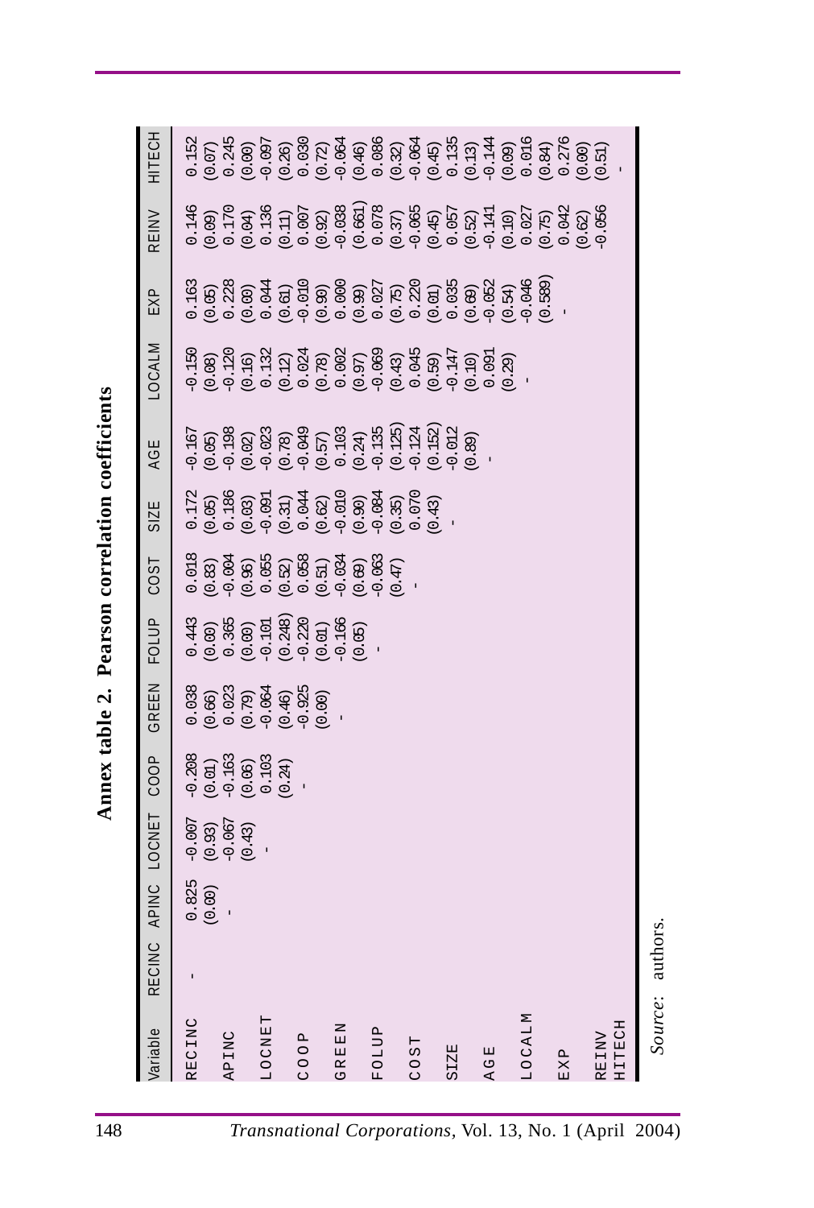# Annex table 2. Pearson correlation coefficients

| Variable | RECINC | APINC | LOCNET | COOP | GREEN | FOLUP | COST | SIZE | AGE | LOCALM | EXP | REINV | HITECH |
|---|---|---|---|---|---|---|---|---|---|---|---|---|---|
| RECINC | - | 0.825 (0.00) | -0.007 (0.93) | -0.208 (0.01) | 0.038 (0.66) | 0.443 (0.00) | 0.018 (0.83) | 0.172 (0.05) | -0.167 (0.05) | -0.150 (0.08) | 0.163 (0.05) | 0.146 (0.09) | 0.152 (0.07) |
| APINC | | - | -0.067 (0.43) | -0.163 (0.06) | 0.023 (0.79) | 0.365 (0.00) | -0.004 (0.96) | 0.186 (0.03) | -0.198 (0.02) | -0.120 (0.16) | 0.228 (0.00) | 0.170 (0.04) | 0.245 (0.00) |
| LOCNET | | | - | 0.103 (0.24) | -0.064 (0.46) | -0.101 (0.248) | 0.055 (0.52) | -0.091 (0.31) | -0.023 (0.78) | 0.132 (0.12) | 0.044 (0.61) | 0.136 (0.11) | -0.097 (0.26) |
| COOP | | | | - | -0.925 (0.00) | -0.220 (0.01) | 0.058 (0.51) | 0.044 (0.62) | -0.049 (0.57) | 0.024 (0.78) | -0.010 (0.90) | 0.007 (0.92) | 0.030 (0.72) |
| GREEN | | | | | - | -0.166 (0.05) | -0.034 (0.69) | -0.010 (0.90) | 0.103 (0.24) | 0.002 (0.97) | 0.000 (0.99) | -0.038 (0.661) | -0.064 (0.46) |
| FOLUP | | | | | | - | -0.063 (0.47) | -0.084 (0.35) | -0.135 (0.125) | -0.069 (0.43) | 0.027 (0.75) | 0.078 (0.37) | 0.086 (0.32) |
| COST | | | | | | | - | 0.070 (0.43) | -0.124 (0.152) | 0.045 (0.59) | 0.220 (0.01) | -0.065 (0.45) | -0.064 (0.45) |
| SIZE | | | | | | | | - | -0.012 (0.89) | -0.147 (0.10) | 0.035 (0.69) | 0.057 (0.52) | 0.135 (0.13) |
| AGE | | | | | | | | | - | 0.091 (0.29) | -0.052 (0.54) | -0.141 (0.10) | -0.144 (0.09) |
| LOCALM | | | | | | | | | | - | -0.046 (0.589) | 0.027 (0.75) | 0.016 (0.84) |
| EXP | | | | | | | | | | | - | 0.042 (0.62) | 0.276 (0.00) |
| REINV | | | | | | | | | | | | -0.056 | (0.51) |
| HITECH | | | | | | | | | | | | | - |

*Source:* authors.